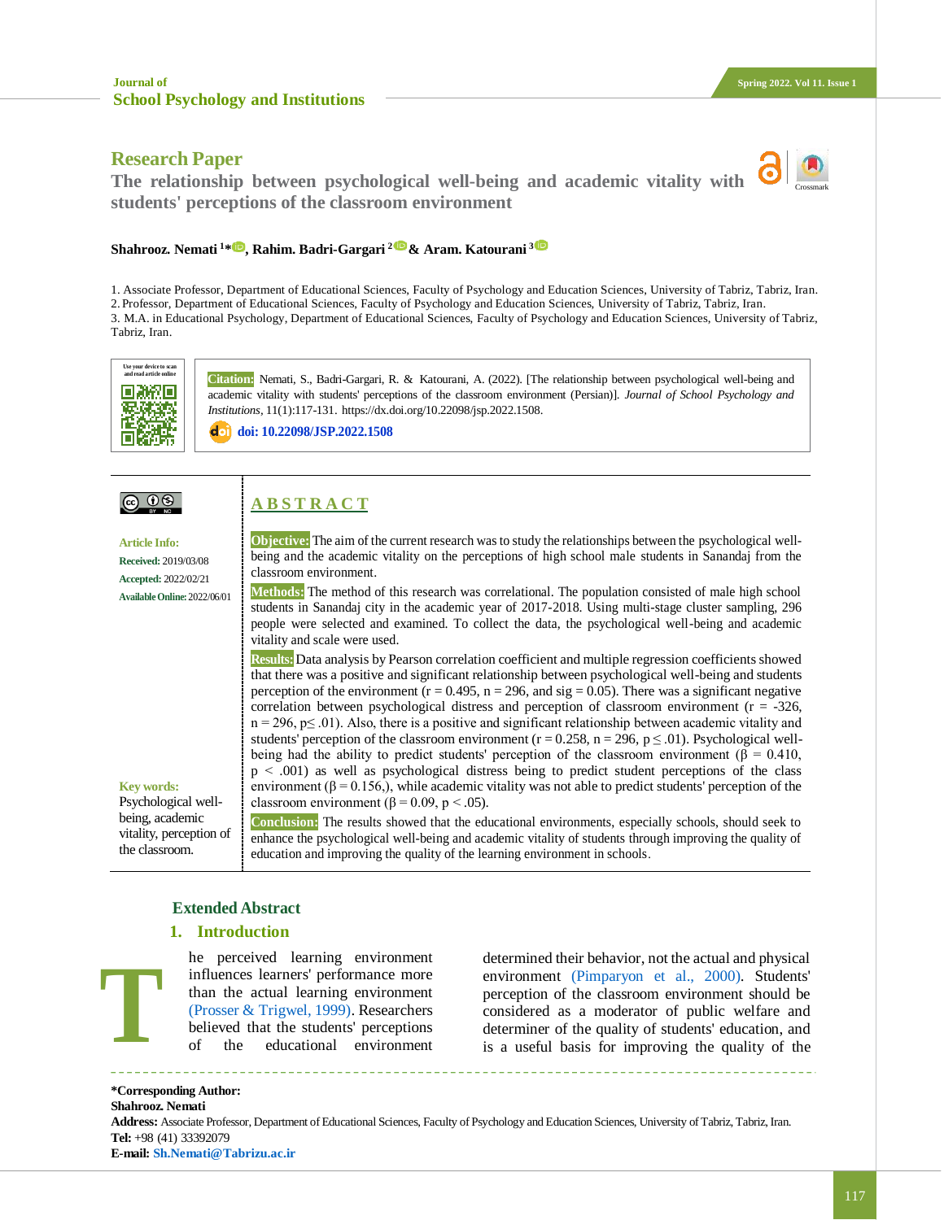Research Paper

# The relationship between psychological well-being and academic vitality with students' perceptions of the classroom environment

**Shahrooz. Nemati [1]\*, Rahim. Badri-Gargari [2] & Aram. Katourani [3]**

1. Associate Professor, Department of Educational Sciences, Faculty of Psychology and Education Sciences, University of Tabriz, Tabriz, Iran.
2. Professor, Department of Educational Sciences, Faculty of Psychology and Education Sciences, University of Tabriz, Tabriz, Iran.
3. M.A. in Educational Psychology, Department of Educational Sciences, Faculty of Psychology and Education Sciences, University of Tabriz, Tabriz, Iran.

**Citation:** Nemati, S., Badri-Gargari, R. & Katourani, A. (2022). [The relationship between psychological well-being and academic vitality with students' perceptions of the classroom environment (Persian)]. *Journal of School Psychology and Institutions*, 11(1):117-131. https://dx.doi.org/10.22098/jsp.2022.1508.

**doi: 10.22098/JSP.2022.1508**

**Article Info:**

**Received:** 2019/03/08

**Accepted:** 2022/02/21

**Available Online:** 2022/06/01

**Key words:**
Psychological well-being, academic vitality, perception of the classroom.

## ABSTRACT

**Objective:** The aim of the current research was to study the relationships between the psychological well-being and the academic vitality on the perceptions of high school male students in Sanandaj from the classroom environment.

**Methods:** The method of this research was correlational. The population consisted of male high school students in Sanandaj city in the academic year of 2017-2018. Using multi-stage cluster sampling, 296 people were selected and examined. To collect the data, the psychological well-being and academic vitality and scale were used.

**Results:** Data analysis by Pearson correlation coefficient and multiple regression coefficients showed that there was a positive and significant relationship between psychological well-being and students perception of the environment ($r = 0.495$, $n = 296$, and sig $= 0.05$). There was a significant negative correlation between psychological distress and perception of classroom environment ($r = -326$, $n = 296$, $p \leq .01$). Also, there is a positive and significant relationship between academic vitality and students' perception of the classroom environment ($r = 0.258$, $n = 296$, $p \leq .01$). Psychological well-being had the ability to predict students' perception of the classroom environment ($\beta = 0.410$, $p < .001$) as well as psychological distress being to predict student perceptions of the class environment ($\beta = 0.156$,), while academic vitality was not able to predict students' perception of the classroom environment ($\beta = 0.09$, $p < .05$).

**Conclusion:** The results showed that the educational environments, especially schools, should seek to enhance the psychological well-being and academic vitality of students through improving the quality of education and improving the quality of the learning environment in schools.

## Extended Abstract

### 1. Introduction

The perceived learning environment influences learners' performance more than the actual learning environment (Prosser & Trigwel, 1999). Researchers believed that the students' perceptions of the educational environment determined their behavior, not the actual and physical environment (Pimparyon et al., 2000). Students' perception of the classroom environment should be considered as a moderator of public welfare and determiner of the quality of students' education, and is a useful basis for improving the quality of the

---

**\*Corresponding Author:**
**Shahrooz. Nemati**
**Address:** Associate Professor, Department of Educational Sciences, Faculty of Psychology and Education Sciences, University of Tabriz, Tabriz, Iran.
**Tel:** +98 (41) 33392079
**E-mail:** Sh.Nemati@Tabrizu.ac.ir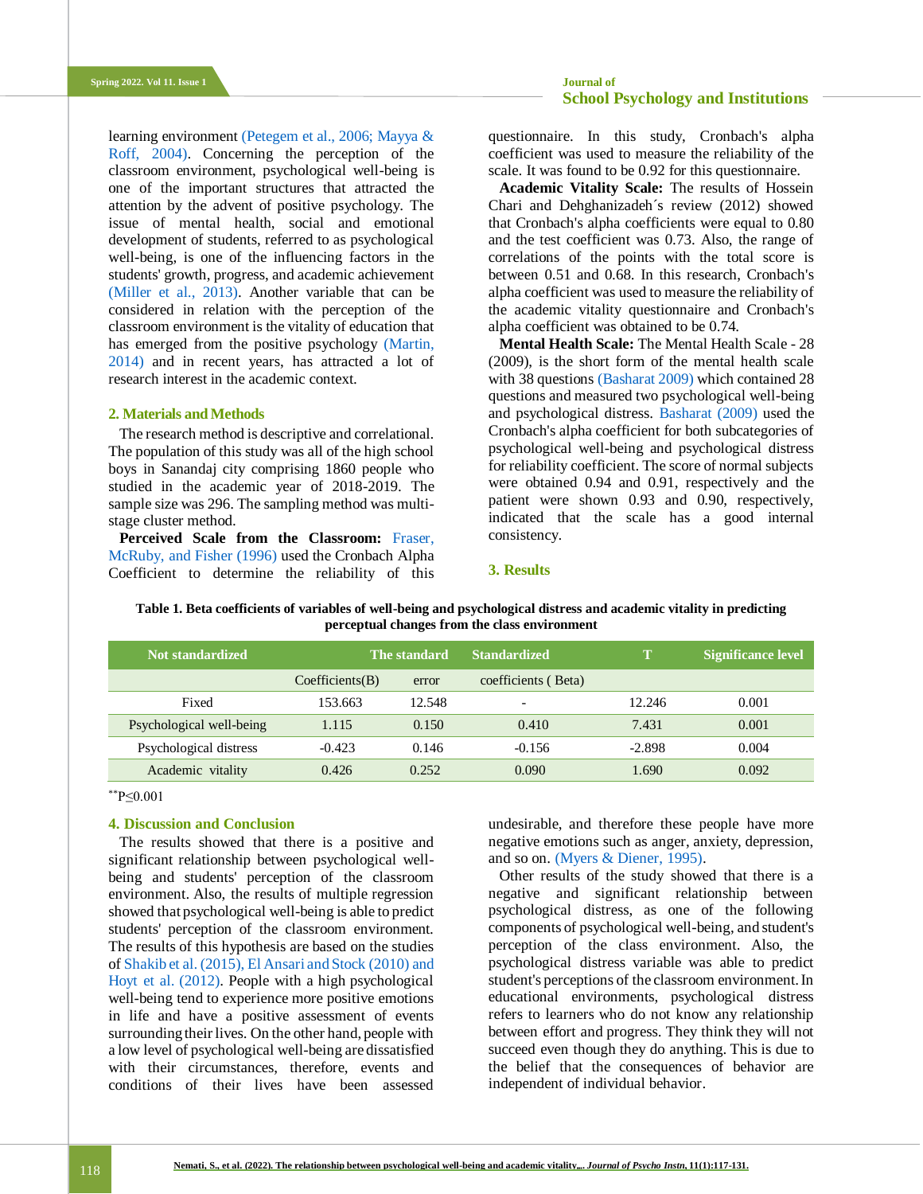learning environment (Petegem et al., 2006; Mayya & Roff, 2004). Concerning the perception of the classroom environment, psychological well-being is one of the important structures that attracted the attention by the advent of positive psychology. The issue of mental health, social and emotional development of students, referred to as psychological well-being, is one of the influencing factors in the students' growth, progress, and academic achievement (Miller et al., 2013). Another variable that can be considered in relation with the perception of the classroom environment is the vitality of education that has emerged from the positive psychology (Martin, 2014) and in recent years, has attracted a lot of research interest in the academic context.

## 2. Materials and Methods

The research method is descriptive and correlational. The population of this study was all of the high school boys in Sanandaj city comprising 1860 people who studied in the academic year of 2018-2019. The sample size was 296. The sampling method was multi-stage cluster method.

**Perceived Scale from the Classroom:** Fraser, McRuby, and Fisher (1996) used the Cronbach Alpha Coefficient to determine the reliability of this questionnaire. In this study, Cronbach's alpha coefficient was used to measure the reliability of the scale. It was found to be 0.92 for this questionnaire.

**Academic Vitality Scale:** The results of Hossein Chari and Dehghanizadeh´s review (2012) showed that Cronbach's alpha coefficients were equal to 0.80 and the test coefficient was 0.73. Also, the range of correlations of the points with the total score is between 0.51 and 0.68. In this research, Cronbach's alpha coefficient was used to measure the reliability of the academic vitality questionnaire and Cronbach's alpha coefficient was obtained to be 0.74.

**Mental Health Scale:** The Mental Health Scale - 28 (2009), is the short form of the mental health scale with 38 questions (Basharat 2009) which contained 28 questions and measured two psychological well-being and psychological distress. Basharat (2009) used the Cronbach's alpha coefficient for both subcategories of psychological well-being and psychological distress for reliability coefficient. The score of normal subjects were obtained 0.94 and 0.91, respectively and the patient were shown 0.93 and 0.90, respectively, indicated that the scale has a good internal consistency.

## 3. Results

**Table 1. Beta coefficients of variables of well-being and psychological distress and academic vitality in predicting perceptual changes from the class environment**

| Not standardized | Coefficients(B) | The standard error | Standardized coefficients ( Beta) | T | Significance level |
|---|---|---|---|---|---|
| Fixed | 153.663 | 12.548 | - | 12.246 | 0.001 |
| Psychological well-being | 1.115 | 0.150 | 0.410 | 7.431 | 0.001 |
| Psychological distress | -0.423 | 0.146 | -0.156 | -2.898 | 0.004 |
| Academic vitality | 0.426 | 0.252 | 0.090 | 1.690 | 0.092 |

**P≤0.001

## 4. Discussion and Conclusion

The results showed that there is a positive and significant relationship between psychological well-being and students' perception of the classroom environment. Also, the results of multiple regression showed that psychological well-being is able to predict students' perception of the classroom environment. The results of this hypothesis are based on the studies of Shakib et al. (2015), El Ansari and Stock (2010) and Hoyt et al. (2012). People with a high psychological well-being tend to experience more positive emotions in life and have a positive assessment of events surrounding their lives. On the other hand, people with a low level of psychological well-being are dissatisfied with their circumstances, therefore, events and conditions of their lives have been assessed undesirable, and therefore these people have more negative emotions such as anger, anxiety, depression, and so on. (Myers & Diener, 1995).

Other results of the study showed that there is a negative and significant relationship between psychological distress, as one of the following components of psychological well-being, and student's perception of the class environment. Also, the psychological distress variable was able to predict student's perceptions of the classroom environment. In educational environments, psychological distress refers to learners who do not know any relationship between effort and progress. They think they will not succeed even though they do anything. This is due to the belief that the consequences of behavior are independent of individual behavior.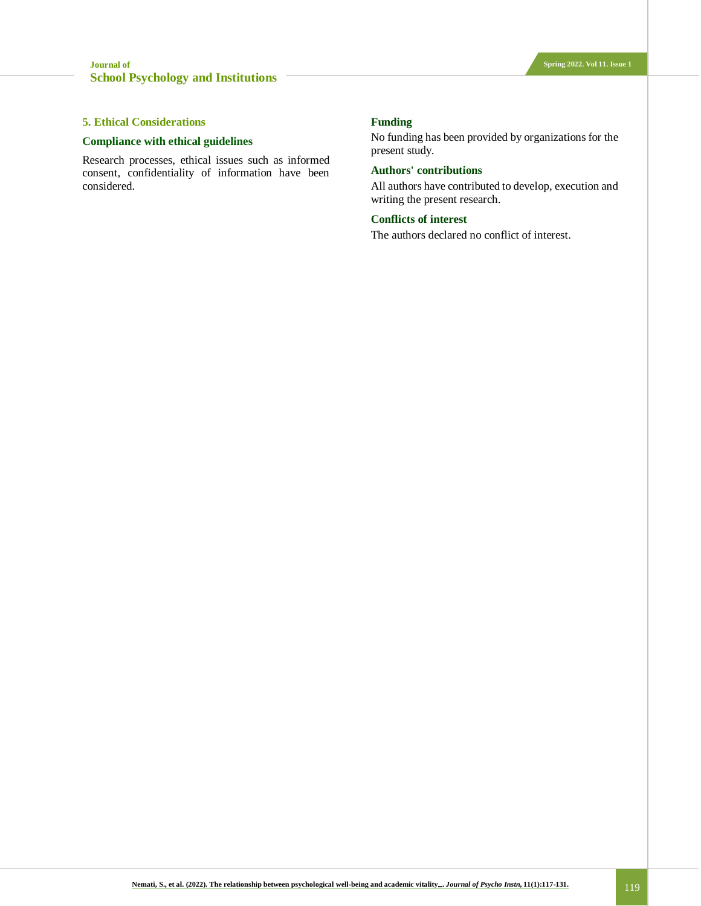## 5. Ethical Considerations

### Compliance with ethical guidelines

Research processes, ethical issues such as informed consent, confidentiality of information have been considered.

### Funding

No funding has been provided by organizations for the present study.

### Authors' contributions

All authors have contributed to develop, execution and writing the present research.

### Conflicts of interest

The authors declared no conflict of interest.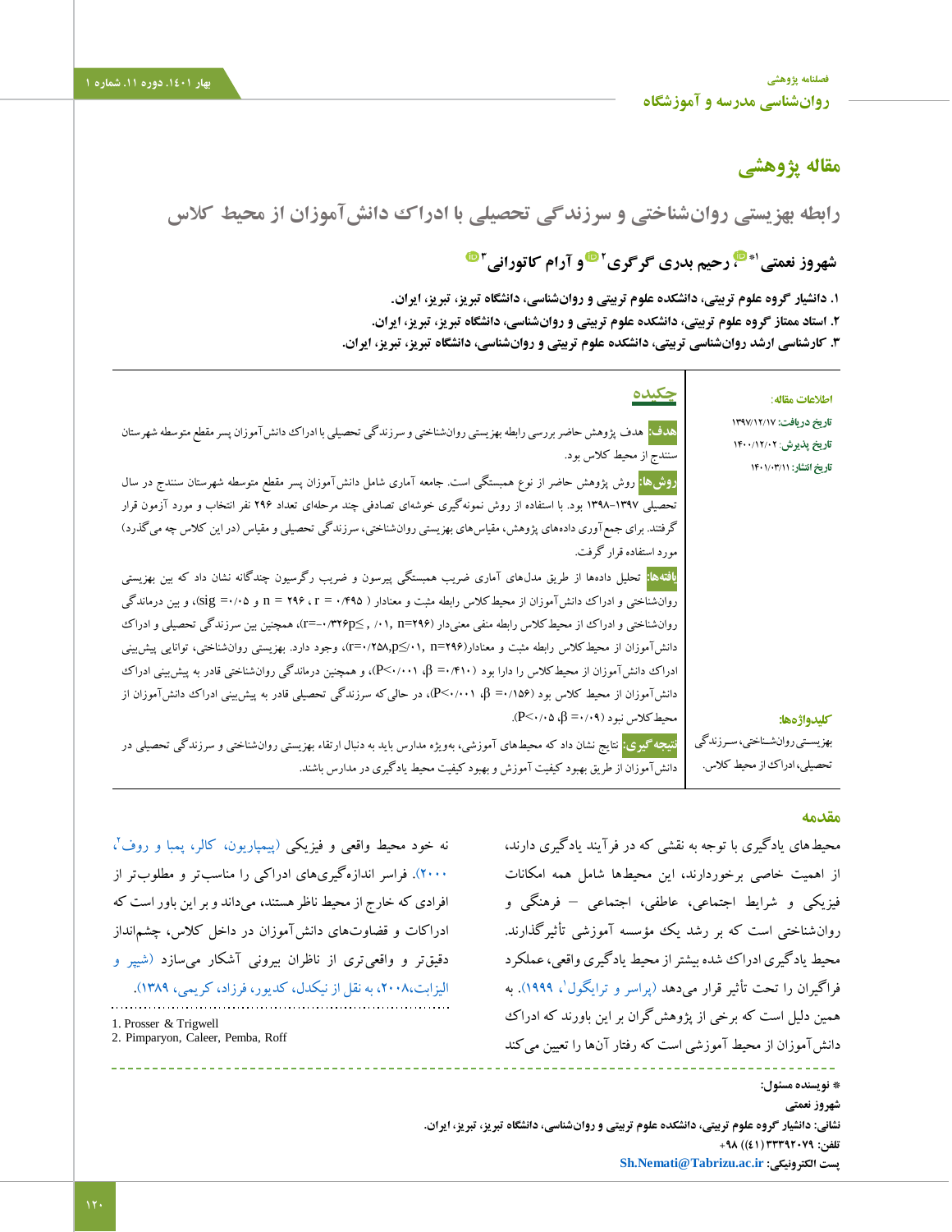## مقاله پژوهشی

# رابطه بهزیستی روان‌شناختی و سرزندگی تحصیلی با ادراک دانش‌آموزان از محیط کلاس

**شهروز نعمتی[1*]، رحیم بدری گرگری[2] و آرام کاتورانی[3]**

۱. دانشیار گروه علوم تربیتی، دانشکده علوم تربیتی و روان‌شناسی، دانشگاه تبریز، تبریز، ایران.
۲. استاد ممتاز گروه علوم تربیتی، دانشکده علوم تربیتی و روان‌شناسی، دانشگاه تبریز، تبریز، ایران.
۳. کارشناسی ارشد روان‌شناسی تربیتی، دانشکده علوم تربیتی و روان‌شناسی، دانشگاه تبریز، تبریز، ایران.

**اطلاعات مقاله:**

تاریخ دریافت: ۱۳۹۷/۱۲/۱۷
تاریخ پذیرش: ۱۴۰۰/۱۲/۰۲
تاریخ انتشار: ۱۴۰۱/۰۳/۱۱

## چکیده

**هدف:** هدف پژوهش حاضر بررسی رابطه بهزیستی روان‌شناختی و سرزندگی تحصیلی با ادراک دانش‌آموزان پسر مقطع متوسطه شهرستان سنندج از محیط کلاس بود.

**روش‌ها:** روش پژوهش حاضر از نوع همبستگی است. جامعه آماری شامل دانش‌آموزان پسر مقطع متوسطه شهرستان سنندج در سال تحصیلی ۱۳۹۷-۱۳۹۸ بود. با استفاده از روش نمونه‌گیری خوشه‌ای تصادفی چند مرحله‌ای تعداد ۲۹۶ نفر انتخاب و مورد آزمون قرار گرفتند. برای جمع‌آوری داده‌های پژوهش، مقیاس‌های بهزیستی روان‌شناختی، سرزندگی تحصیلی و مقیاس (در این کلاس چه می‌گذرد) مورد استفاده قرار گرفت.

**یافته‌ها:** تحلیل داده‌ها از طریق مدل‌های آماری ضریب همبستگی پیرسون و ضریب رگرسیون چندگانه نشان داد که بین بهزیستی روان‌شناختی و ادراک دانش‌آموزان از محیط‌کلاس رابطه مثبت و معنادار ( r = ۰/۴۹۵ ، n = ۲۹۶ و sig =۰/۰۵)، و بین درماندگی روان‌شناختی و ادراک از محیط‌کلاس رابطه منفی معنی‌دار (n=۲۹۶ ,۰/۰۱≥p ,r=-۰/۳۲۶)، همچنین بین سرزندگی تحصیلی و ادراک دانش‌آموزان از محیط‌کلاس رابطه مثبت و معنادار(n=۲۹۶ ,۰/۰۱≥p ,r=۰/۲۵۸)، وجود دارد. بهزیستی روان‌شناختی، توانایی پیش‌بینی ادراک دانش‌آموزان از محیط‌کلاس را دارا بود (β =۰/۴۱۰، P<۰/۰۰۱)، و همچنین درماندگی روان‌شناختی قادر به پیش‌بینی ادراک دانش‌آموزان از محیط کلاس بود (β =۰/۱۵۶، P<۰/۰۰۱)، در حالی که سرزندگی تحصیلی قادر به پیش‌بینی ادراک دانش‌آموزان از محیط‌کلاس نبود (β =۰/۰۹، P<۰/۰۵).

**نتیجه‌گیری:** نتایج نشان داد که محیط‌های آموزشی، به‌ویژه مدارس باید به دنبال ارتقاء بهزیستی روان‌شناختی و سرزندگی تحصیلی در دانش‌آموزان از طریق بهبود کیفیت آموزش و بهبود کیفیت محیط یادگیری در مدارس باشند.

**کلیدواژه‌ها:**
بهزیستی‌روان‌شناختی، سرزندگی تحصیلی، ادراک از محیط کلاس.

## مقدمه

محیط‌های یادگیری با توجه به نقشی که در فرآیند یادگیری دارند، از اهمیت خاصی برخوردارند، این محیط‌ها شامل همه امکانات فیزیکی و شرایط اجتماعی، عاطفی، اجتماعی – فرهنگی و روان‌شناختی است که بر رشد یک مؤسسه آموزشی تأثیرگذارند. محیط یادگیری ادراک شده بیشتر از محیط یادگیری واقعی، عملکرد فراگیران را تحت تأثیر قرار می‌دهد (پراسر و ترایگول[1]، ۱۹۹۹). به همین دلیل است که برخی از پژوهش‌گران بر این باورند که ادراک دانش‌آموزان از محیط آموزشی است که رفتار آن‌ها را تعیین می‌کند نه خود محیط واقعی و فیزیکی (پیمپاریون، کالر، پمبا و روف[2]، ۲۰۰۰). فراسر اندازه‌گیری‌های ادراکی را مناسب‌تر و مطلوب‌تر از افرادی که خارج از محیط ناظر هستند، می‌داند و بر این باور است که ادراکات و قضاوت‌های دانش‌آموزان از داخل کلاس، چشم‌انداز دقیق‌تر و واقعی‌تری از ناظران بیرونی آشکار می‌سازد (شیپر و الیزابت،۲۰۰۸، به نقل از نیکدل، کدیور، فرزاد، کریمی، ۱۳۸۹).

1. Prosser & Trigwell
2. Pimparyon, Caleer, Pemba, Roff

\* نویسنده مسئول:
شهروز نعمتی
نشانی: دانشیار گروه علوم تربیتی، دانشکده علوم تربیتی و روان‌شناسی، دانشگاه تبریز، تبریز، ایران.
تلفن: ۳۳۳۹۲۰۷۹ (۴۱) ۹۸+
پست الکترونیکی: Sh.Nemati@Tabrizu.ac.ir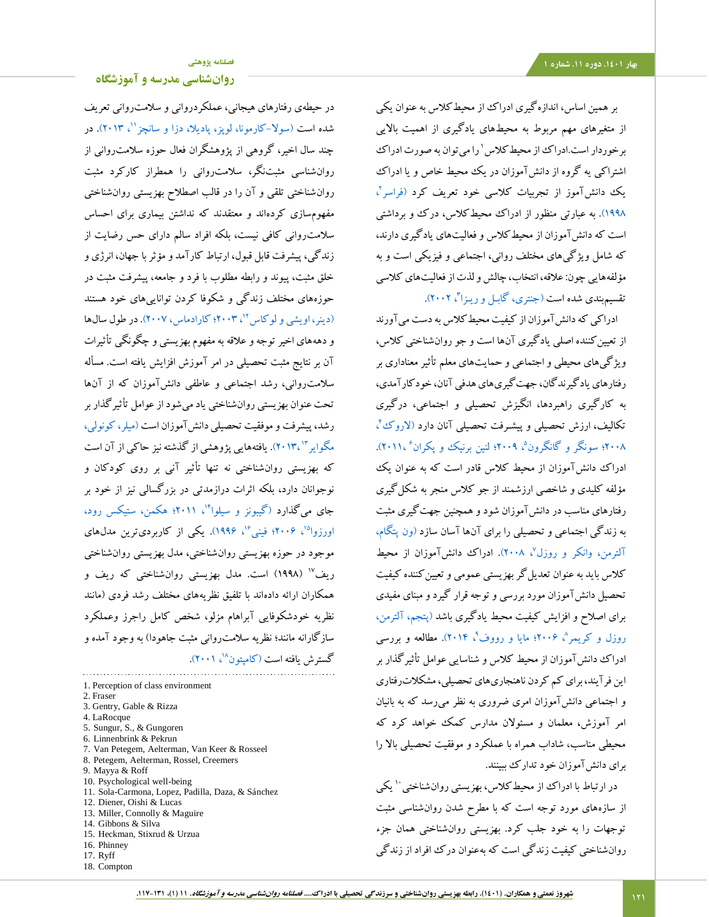بر همین اساس، اندازه‌گیری ادراک از محیط کلاس به عنوان یکی از متغیرهای مهم مربوط به محیط‌های یادگیری از اهمیت بالایی برخوردار است.ادراک از محیط‌کلاس[1] را می‌توان به صورت ادراک اشتراکی یه گروه از دانش‌آموزان در یک محیط خاص و یا ادراک یک دانش‌آموز از تجربیات کلاسی خود تعریف کرد (فراسر[2]، ۱۹۹۸). به عبارتی منظور از ادراک محیط‌کلاس، درک و برداشتی است که دانش‌آموزان از محیط‌کلاس و فعالیت‌های یادگیری دارند، که شامل ویژگی‌های مختلف روانی، اجتماعی و فیزیکی است و به مؤلفه‌هایی چون: علاقه، انتخاب، چالش و لذت از فعالیت‌های کلاسی تقسیم‌بندی شده است (جنتری، گابل و ریزا[3]، ۲۰۰۲).

ادراکی که دانش‌آموزان از کیفیت محیط‌کلاس به دست می‌آورند از تعیین‌کننده اصلی یادگیری آن‌ها است و جو روان‌شناختی کلاس، ویژگی‌های محیطی و اجتماعی و حمایت‌های معلم تأثیر معناداری بر رفتارهای یادگیرندگان، جهت‌گیری‌های هدفی آنان، خودکارآمدی، به کارگیری راهبردها، انگیزش تحصیلی و اجتماعی، درگیری تکالیف، ارزش تحصیلی و پیشرفت تحصیلی آنان دارد (لاروک[4]، ۲۰۰۸؛ سونگر و گانگرون[5]، ۲۰۰۹؛ لنین برینک و پکران[6]، ۲۰۱۱). ادراک دانش‌آموزان از محیط کلاس قادر است که به عنوان یک مؤلفه کلیدی و شاخصی ارزشمند از جو کلاس منجر به شکل‌گیری رفتارهای مناسب در دانش‌آموزان شود و همچنین جهت‌گیری مثبت به زندگی اجتماعی و تحصیلی را برای آن‌ها آسان سازد (ون پتگام، آلترمن، وانکر و روزل[7]، ۲۰۰۸). ادراک دانش‌آموزان از محیط کلاس باید به عنوان تعدیل گر بهزیستی عمومی و تعیین‌کننده کیفیت تحصیل دانش‌آموزان مورد بررسی و توجه قرار گیرد و مبنای مفیدی برای اصلاح و افزایش کیفیت محیط یادگیری باشد (پتجم، آلترمن، روزل و کریمر[8]، ۲۰۰۶؛ مایا و رووف[9]، ۲۰۱۴). مطالعه و بررسی ادراک دانش‌آموزان از محیط کلاس و شناسایی عوامل تأثیرگذار بر این فرآیند، برای کم کردن ناهنجاری‌های تحصیلی، مشکلات‌رفتاری و اجتماعی دانش‌آموزان امری ضروری به نظر می‌رسد که به بانیان امر آموزش، معلمان و مسئولان مدارس کمک خواهد کرد که محیطی مناسب، شاداب همراه با عملکرد و موفقیت تحصیلی بالا را برای دانش‌آموزان خود تدارک ببینند.

در ارتباط با ادراک از محیط‌کلاس، بهزیستی روان‌شناختی[10] یکی از سازه‌های مورد توجه است که با مطرح شدن روانشناسی مثبت توجهات را به خود جلب کرد. بهزیستی روان‌شناختی همان جزء روان‌شناختی کیفیت زندگی است که به‌عنوان درک افراد از زندگی در حیطه‌ی رفتارهای هیجانی، عملکردروانی و سلامت‌روانی تعریف شده است (سولا-کارمونا، لوپز، پادیلا، دزا و سانچز[11]، ۲۰۱۳). در چند سال اخیر، گروهی از پژوهشگران فعال حوزه سلامت‌روانی از روانشناسی مثبت‌نگر، سلامت‌روانی را همطراز کارکرد مثبت روان‌شناختی تلقی و آن را در قالب اصطلاح بهزیستی روان‌شناختی مفهوم‌سازی کرده‌اند و معتقدند که نداشتن بیماری برای احساس سلامت‌روانی کافی نیست، بلکه افراد سالم دارای حس رضایت از زندگی، پیشرفت قابل قبول، ارتباط کارآمد و مؤثر با جهان، انرژی و خلق مثبت، پیوند و رابطه مطلوب با فرد و جامعه، پیشرفت مثبت در حوزه‌های مختلف زندگی و شکوفا کردن توانایی‌های خود هستند (دینر، اویشی و لوکاس[12]، ۲۰۰۳؛ کارداماس، ۲۰۰۷). در طول سال‌ها و دهه‌های اخیر توجه و علاقه به مفهوم بهزیستی و چگونگی تأثیرات آن بر نتایج مثبت تحصیلی در امر آموزش افزایش یافته است. مسأله سلامت‌روانی، رشد اجتماعی و عاطفی دانش‌آموزان که از آن‌ها تحت عنوان بهزیستی روان‌شناختی یاد می‌شود از عوامل تأثیرگذار بر رشد، پیشرفت و موفقیت تحصیلی دانش‌آموزان است (میلر، کونولی، مگوایر[13]، ۲۰۱۳). یافته‌هایی پژوهشی از گذشته نیز حاکی از آن است که بهزیستی روان‌شناختی نه تنها تأثیر آنی بر روی کودکان و نوجوانان دارد، بلکه اثرات درازمدتی در بزرگسالی نیز از خود بر جای می‌گذارد (گیبونز و سیلوا[14]، ۲۰۱۱؛ هکمن، ستیکس رود، اورزوا[15]، ۲۰۰۶؛ فینی[16]، ۱۹۹۶). یکی از کاربردی‌ترین مدل‌های موجود در حوزه بهزیستی روان‌شناختی، مدل بهزیستی روان‌شناختی ریف[17] (۱۹۹۸) است. مدل بهزیستی روان‌شناختی که ریف و همکاران ارائه داده‌اند با تلفیق نظریه‌های مختلف رشد فردی (مانند نظریه خودشکوفایی آبراهام مزلو، شخص کامل راجرز وعملکرد سازگارانه مانند؛ نظریه سلامت‌روانی مثبت جاهودا) به وجود آمده و گسترش یافته است (کامپتون[18]، ۲۰۰۱).

---

1. Perception of class environment
2. Fraser
3. Gentry, Gable & Rizza
4. LaRocque
5. Sungur, S., & Gungoren
6. Linnenbrink & Pekrun
7. Van Petegem, Aelterman, Van Keer & Rosseel
8. Petegem, Aelterman, Rossel, Creemers
9. Mayya & Roff
10. Psychological well-being
11. Sola-Carmona, Lopez, Padilla, Daza, & Sánchez
12. Diener, Oishi & Lucas
13. Miller, Connolly & Maguire
14. Gibbons & Silva
15. Heckman, Stixrud & Urzua
16. Phinney
17. Ryff
18. Compton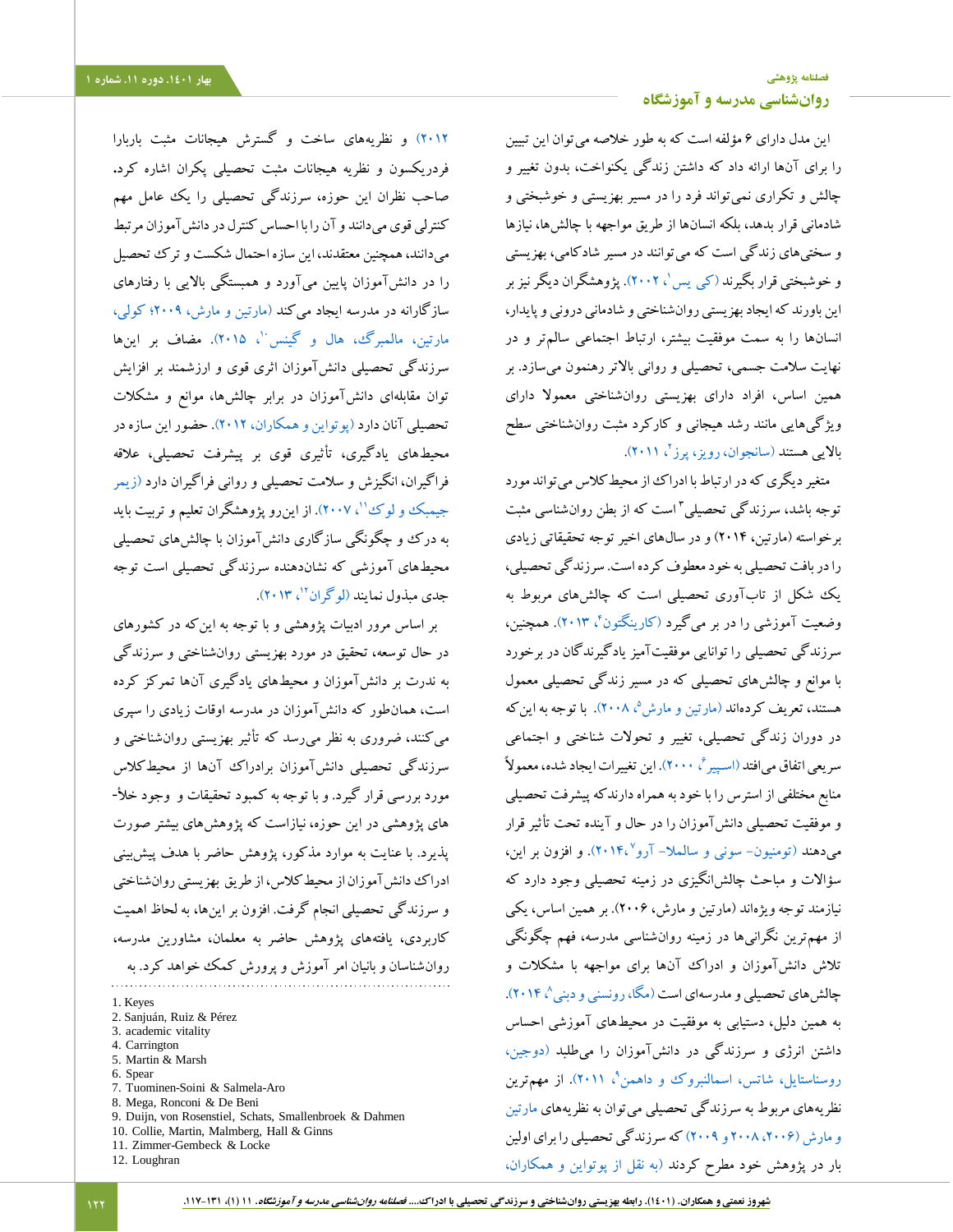این مدل دارای ۶ مؤلفه است که به طور خلاصه می‌توان این تبیین را برای آن‌ها ارائه داد که داشتن زندگی یکنواخت، بدون تغییر و چالش و تکراری نمی‌تواند فرد را در مسیر بهزیستی و خوشبختی و شادمانی قرار بدهد، بلکه انسان‌ها از طریق مواجهه با چالش‌ها، نیازها و سختی‌های زندگی است که می‌توانند در مسیر شادکامی، بهزیستی و خوشبختی قرار بگیرند (کی یس[1]، ۲۰۰۲). پژوهشگران دیگر نیز بر این باورند که ایجاد بهزیستی روان‌شناختی و شادمانی درونی و پایدار، انسان‌ها را به سمت موفقیت بیشتر، ارتباط اجتماعی سالم‌تر و در نهایت سلامت جسمی، تحصیلی و روانی بالاتر رهنمون می‌سازد. بر همین اساس، افراد دارای بهزیستی روان‌شناختی معمولاً دارای ویژگی‌هایی مانند رشد هیجانی و کارکرد مثبت روان‌شناختی سطح بالایی هستند (سانجوان، رویز، پرز[2]، ۲۰۱۱).

متغیر دیگری که در ارتباط با ادراک از محیط کلاس می‌تواند مورد توجه باشد، سرزندگی تحصیلی[3] است که از بطن روان‌شناسی مثبت برخواسته (مارتین، ۲۰۱۴) و در سال‌های اخیر توجه تحقیقاتی زیادی را در بافت تحصیلی به خود معطوف کرده است. سرزندگی تحصیلی، یک شکل از تاب‌آوری تحصیلی است که چالش‌های مربوط به وضعیت آموزشی را در بر می‌گیرد (کارینگتون[4]، ۲۰۱۳). همچنین، سرزندگی تحصیلی را توانایی موفقیت‌آمیز یادگیرندگان در برخورد با موانع و چالش‌های تحصیلی که در مسیر زندگی تحصیلی معمول هستند، تعریف کرده‌اند (مارتین و مارش[5]، ۲۰۰۸). با توجه به این‌که در دوران زندگی تحصیلی، تغییر و تحولات شناختی و اجتماعی سریعی اتفاق می‌افتد (اسپیر[6]، ۲۰۰۰). این تغییرات ایجاد شده، معمولاً منابع مختلفی از استرس را با خود به همراه دارند که پیشرفت تحصیلی و موفقیت تحصیلی دانش‌آموزان را در حال و آینده تحت تأثیر قرار می‌دهند (تومینون- سونی و سالملا- آرو[7]، ۲۰۱۴). و افزون بر این، سؤالات و مباحث چالش‌انگیزی در زمینه تحصیلی وجود دارد که نیازمند توجه ویژه‌اند (مارتین و مارش، ۲۰۰۶). بر همین اساس، یکی از مهم‌ترین نگرانی‌ها در زمینه روان‌شناسی مدرسه، فهم چگونگی تلاش دانش‌آموزان و ادراک آن‌ها برای مواجهه با مشکلات و چالش‌های تحصیلی و مدرسه‌ای است (مگا، رونسنی و دبنی[8]، ۲۰۱۴). به همین دلیل، دستیابی به موفقیت در محیط‌های آموزشی احساس داشتن انرژی و سرزندگی در دانش‌آموزان را می‌طلبد (دوجین، روسنستایل، شاتس، اسمالنبروک و داهمن[9]، ۲۰۱۱). از مهم‌ترین نظریه‌های مربوط به سرزندگی تحصیلی می‌توان به نظریه‌های مارتین و مارش (۲۰۰۶، ۲۰۰۸ و ۲۰۰۹) که سرزندگی تحصیلی را برای اولین بار در پژوهش خود مطرح کردند (به نقل از پوتواین و همکاران، ۲۰۱۲) و نظریه‌های ساخت و گسترش هیجانات مثبت باربارا فردریکسون و نظریه هیجانات مثبت تحصیلی پکران اشاره کرد. صاحب نظران این حوزه، سرزندگی تحصیلی را یک عامل مهم کنترلی قوی می‌دانند و آن را با احساس کنترل در دانش‌آموزان مرتبط می‌دانند، همچنین معتقدند، این سازه احتمال شکست و ترک تحصیل را در دانش‌آموزان پایین می‌آورد و همبستگی بالایی با رفتارهای سازگارانه در مدرسه ایجاد می‌کند (مارتین و مارش، ۲۰۰۹؛ کولی، مارتین، مالمبرگ، هال و گینس[10]، ۲۰۱۵). مضاف بر این‌ها سرزندگی تحصیلی دانش‌آموز اثری قوی و ارزشمند بر افزایش توان مقابله‌ای دانش‌آموزان در برابر چالش‌ها، موانع و مشکلات تحصیلی آنان دارد (پوتواین و همکاران، ۲۰۱۲). حضور این سازه در محیط‌های یادگیری، تأثیری قوی بر پیشرفت تحصیلی، علاقه فراگیران، انگیزش و سلامت تحصیلی و روانی فراگیران دارد (زیمر جیمبک و لوک[11]، ۲۰۰۷). از این‌رو پژوهشگران تعلیم و تربیت باید به درک و چگونگی سازگاری دانش‌آموزان با چالش‌های تحصیلی محیط‌های آموزشی که نشان‌دهنده سرزندگی تحصیلی است توجه جدی مبذول نمایند (لوگران[12]، ۲۰۱۳).

بر اساس مرور ادبیات پژوهشی و با توجه به این‌که در کشورهای در حال توسعه، تحقیق در مورد بهزیستی روان‌شناختی و سرزندگی به ندرت بر دانش‌آموزان و محیط‌های یادگیری آن‌ها تمرکز کرده است، همان‌طور که دانش‌آموزان در مدرسه اوقات زیادی را سپری می‌کنند، ضروری به نظر می‌رسد که تأثیر بهزیستی روان‌شناختی و سرزندگی تحصیلی دانش‌آموزان برادراک آن‌ها از محیط‌کلاس مورد بررسی قرار گیرد. و با توجه به کمبود تحقیقات و وجود خلأ-های پژوهشی در این حوزه، نیازاست که پژوهش‌های بیشتر صورت پذیرد. با عنایت به موارد مذکور، پژوهش حاضر با هدف پیش‌بینی ادراک دانش‌آموزان از محیط کلاس، از طریق بهزیستی روان‌شناختی و سرزندگی تحصیلی انجام گرفت. افزون بر این‌ها، به لحاظ اهمیت کاربردی، یافته‌های پژوهش حاضر به معلمان، مشاورین مدرسه، روان‌شناسان و بانیان امر آموزش و پرورش کمک خواهد کرد. به

---

1. Keyes
2. Sanjuán, Ruiz & Pérez
3. academic vitality
4. Carrington
5. Martin & Marsh
6. Spear
7. Tuominen-Soini & Salmela-Aro
8. Mega, Ronconi & De Beni
9. Duijn, von Rosenstiel, Schats, Smallenbroek & Dahmen
10. Collie, Martin, Malmberg, Hall & Ginns
11. Zimmer-Gembeck & Locke
12. Loughran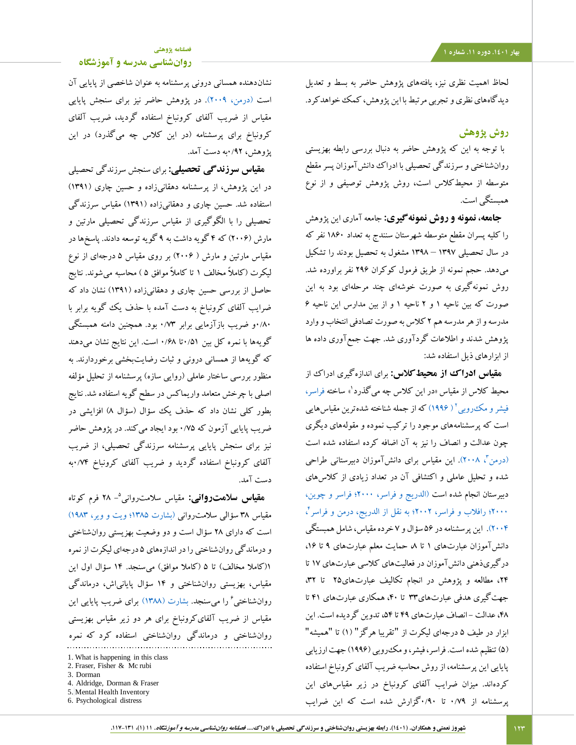لحاظ اهمیت نظری نیز، یافته‌های پژوهش حاضر به بسط و تعدیل دیدگاه‌های نظری و تجربی مرتبط با این پژوهش، کمک خواهدکرد.

## روش پژوهش

با توجه به این که پژوهش حاضر به دنبال بررسی رابطه بهزیستی روان‌شناختی و سرزندگی تحصیلی با ادراک دانش‌آموزان پسر مقطع متوسطه از محیط‌کلاس است، روش پژوهش توصیفی و از نوع همبستگی است.

**جامعه، نمونه و روش نمونه‌گیری:** جامعه آماری این پژوهش را کلیه پسران مقطع متوسطه شهرستان سنندج به تعداد ۱۸۶۰ نفر که در سال تحصیلی ۱۳۹۷ – ۱۳۹۸ مشغول به تحصیل بودند را تشکیل می‌دهد. حجم نمونه از طریق فرمول کوکران ۲۹۶ نفر براورده شد. روش نمونه‌گیری به صورت خوشه‌ای چند مرحله‌ای بود به این صورت که از بین ناحیه ۱ و ۲ ناحیه ۱ و از بین مدارس این ناحیه ۶ مدرسه و از هر مدرسه هم ۲ کلاس به صورت تصادفی انتخاب و وارد پژوهش شدند و اطلاعات گردآوری شد. جهت جمع آوری داده ها از ابزارهای ذیل استفاده شد:

**مقیاس ادراک از محیط کلاس:** برای اندازه‌گیری ادراک از محیط کلاس از مقیاس «در این کلاس چه می‌گذرد[1]» ساخته فراسر، فیشر و مک‌روبی[2] (۱۹۹۶) که از جمله شناخته شده‌ترین مقیاس‌هایی است که پرسشنامه‌های موجود را ترکیب نموده و مقوله‌های دیگری چون عدالت و انصاف را نیز به آن اضافه کرده استفاده شده است (درمن[3]، ۲۰۰۸). این مقیاس برای دانش‌آموزان دبیرستانی طراحی شده و تحلیل عاملی و اکتشافی آن در تعداد زیادی از کلاس‌های دبیرستان انجام شده است (الدریج و فراسر، ۲۰۰۰؛ فراسر و چوین، ۲۰۰۰؛ رافلاو و فراسر، ۲۰۰۲؛ به نقل از الدریج، درمن و فراسر[4]، ۲۰۰۴). این پرسشنامه در ۵۶ سؤال و ۷ خرده مقیاس، شامل همبستگی دانش‌آموزان عبارت‌های ۱ تا ۸، حمایت معلم عبارت‌های ۹ تا ۱۶، درگیری‌ذهنی دانش‌آموزان در فعالیت‌های کلاسی عبارت‌های ۱۷ تا ۲۴، مطالعه و پژوهش در انجام تکالیف عبارت‌های۲۵ تا ۳۲، جهت‌گیری هدفی عبارت‌های۳۳ تا ۴۰، همکاری عبارت‌های ۴۱ تا ۴۸، عدالت – انصاف عبارت‌های ۴۹ تا ۵۴، تدوین گردیده است. این ابزار در طیف ۵ درجه‌ای لیکرت از "تقریبا هرگز" (۱) تا "همیشه" (۵) تنظیم شده است. فراسر، فیشر، و مک‌روبی (۱۹۹۶) جهت ارزیابی پایایی این پرسشنامه، از روش محاسبه ضریب آلفای کرونباخ استفاده کرده‌اند. میزان ضرایب آلفای کرونباخ در زیر مقیاس‌های این پرسشنامه از ۰/۷۹ تا ۰/۹۰گزارش شده است که این ضرایب نشان‌دهنده همسانی درونی پرسشنامه به عنوان شاخصی از پایایی آن است (درمن، ۲۰۰۹). در پژوهش حاضر نیز برای سنجش پایایی مقیاس از ضریب آلفای کرونباخ استفاده گردید، ضریب آلفای کرونباخ برای پرسشنامه (در این کلاس چه می‌گذرد) در این پژوهش، ۰/۹۲به دست آمد.

**مقیاس سرزندگی تحصیلی:** برای سنجش سرزندگی تحصیلی در این پژوهش، از پرسشنامه دهقانی‌زاده و حسین چاری (۱۳۹۱) استفاده شد. حسین چاری و دهقانی‌زاده (۱۳۹۱) مقیاس سرزندگی تحصیلی را با الگوگیری از مقیاس سرزندگی تحصیلی مارتین و مارش (۲۰۰۶) که ۴ گویه داشت به ۹ گویه توسعه دادند. پاسخ‌ها در مقیاس مارتین و مارش (۲۰۰۶ ) بر روی مقیاس ۵ درجه‌ای از نوع لیکرت (کاملاً مخالف ۱ تا کاملاً موافق ۵) محاسبه می‌شوند. نتایج حاصل از بررسی حسین چاری و دهقانی‌زاده (۱۳۹۱) نشان داد که ضرایب آلفای کرونباخ به دست آمده با حذف یک گویه برابر با ۰/۸۰و ضریب بازآزمایی برابر ۰/۷۳ بود. همچنین دامنه همبستگی گویه‌ها با نمره کل بین ۰/۵۱تا ۰/۶۸ است. این نتایج نشان می‌دهند که گویه‌ها از همسانی درونی و ثبات رضایت‌بخشی برخوردارند. به منظور بررسی ساختار عاملی (روایی سازه) پرسشنامه از تحلیل مؤلفه اصلی با چرخش متعامد واریماکس در سطح گویه استفاده شد. نتایج بطور کلی نشان داد که حذف یک سؤال (سؤال ۸) افزایشی در ضریب پایایی آزمون که ۰/۷۵ بود ایجاد می‌کند. در پژوهش حاضر نیز برای سنجش پایایی پرسشنامه سرزندگی تحصیلی، از ضریب آلفای کرونباخ استفاده گردید و ضریب آلفای کرونباخ ۰/۷۴به دست آمد.

**مقیاس سلامت‌روانی:** مقیاس سلامت‌روانی[5]– ۲۸ فرم کوتاه مقیاس ۳۸ سؤالی سلامت‌روانی (بشارت ۱۳۸۵؛ ویت و ویر، ۱۹۸۳) است که دارای ۲۸ سؤال است و دو وضعیت بهزیستی روان‌شناختی و درماندگی روان‌شناختی را در اندازه‌های ۵ درجه‌ای لیکرت از نمره ۱(کاملا مخالف) تا ۵ (کاملا موافق) می‌سنجد. ۱۴ سؤال اول این مقیاس، بهزیستی روان‌شناختی و ۱۴ سؤال پایانی‌اش، درماندگی روان‌شناختی[6] را می‌سنجد. بشارت (۱۳۸۸) برای ضریب پایایی این مقیاس از ضریب آلفای‌کرونباخ برای هر دو زیر مقیاس بهزیستی روان‌شناختی و درماندگی روان‌شناختی استفاده کرد که نمره

---

1. What is happening in this class
2. Fraser, Fisher & Mc rubi
3. Dorman
4. Aldridge, Dorman & Fraser
5. Mental Health Inventory
6. Psychological distress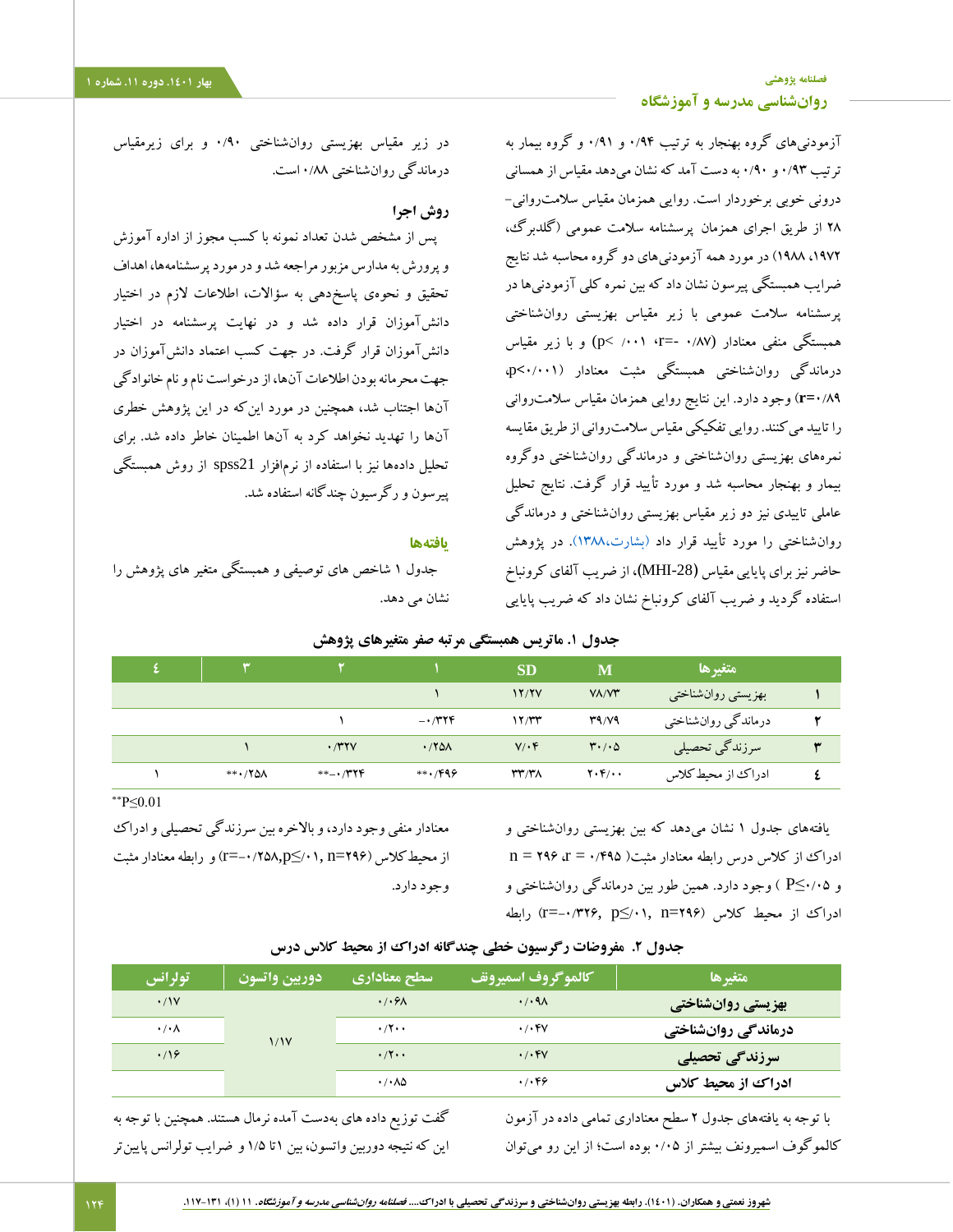آزمودنی‌های گروه بهنجار به ترتیب ۰/۹۴ و ۰/۹۱ و گروه بیمار به ترتیب ۰/۹۳ و ۰/۹۰ به دست آمد که نشان می‌دهد مقیاس از همسانی درونی خوبی برخوردار است. روایی همزمان مقیاس سلامت‌روانی-۲۸ از طریق اجرای همزمان پرسشنامه سلامت عمومی (گلدبرگ، ۱۹۷۲، ۱۹۸۸) در مورد همه آزمودنی‌های دو گروه محاسبه شد نتایج ضرایب همبستگی پیرسون نشان داد که بین نمره کلی آزمودنی‌ها در پرسشنامه سلامت عمومی با زیر مقیاس بهزیستی روانشناختی همبستگی منفی معنادار (r=-۰/۸۷، p< ۰/۰۰۱) و با زیر مقیاس درماندگی روانشناختی همبستگی مثبت معنادار (p<۰/۰۰۱، r=۰/۸۹) وجود دارد. این نتایج روایی همزمان مقیاس سلامت‌روانی را تایید می‌کنند. روایی تفکیکی مقیاس سلامت‌روانی از طریق مقایسه نمره‌های بهزیستی روانشناختی و درماندگی روانشناختی دوگروه بیمار و بهنجار محاسبه شد و مورد تأیید قرار گرفت. نتایج تحلیل عاملی تاییدی نیز دو زیر مقیاس بهزیستی روانشناختی و درماندگی روانشناختی را مورد تأیید قرار داد (بشارت،۱۳۸۸). در پژوهش حاضر نیز برای پایایی مقیاس (MHI-28)، از ضریب آلفای کرونباخ استفاده گردید و ضریب آلفای کرونباخ نشان داد که ضریب پایایی در زیر مقیاس بهزیستی روانشناختی ۰/۹۰ و برای زیرمقیاس درماندگی روانشناختی ۰/۸۸ است.

## روش اجرا

پس از مشخص شدن تعداد نمونه با کسب مجوز از اداره آموزش و پرورش به مدارس مزبور مراجعه شد و در مورد پرسشنامه‌ها، اهداف تحقیق و نحوه‌ی پاسخ‌دهی به سؤالات، اطلاعات لازم در اختیار دانش‌آموزان قرار داده شد و در نهایت پرسشنامه در اختیار دانش‌آموزان قرار گرفت. در جهت کسب اعتماد دانش‌آموزان در جهت محرمانه بودن اطلاعات آن‌ها، از درخواست نام و نام خانوادگی آن‌ها اجتناب شد، همچنین در مورد این‌که در این پژوهش خطری آن‌ها را تهدید نخواهد کرد به آن‌ها اطمینان خاطر داده شد. برای تحلیل داده‌ها نیز با استفاده از نرم‌افزار spss21 از روش همبستگی پیرسون و رگرسیون چندگانه استفاده شد.

## یافته‌ها

جدول ۱ شاخص های توصیفی و همبستگی متغیر های پژوهش را نشان می دهد.

**جدول ۱. ماتریس همبستگی مرتبه صفر متغیرهای پژوهش**

| | متغیرها | M | SD | ۱ | ۲ | ۳ | ٤ |
|---|---|---|---|---|---|---|---|
| ۱ | بهزیستی روانشناختی | ۷۸/۷۳ | ۱۲/۲۷ | ۱ | | | |
| ۲ | درماندگی روانشناختی | ۳۹/۷۹ | ۱۲/۳۳ | -۰/۳۲۴ | ۱ | | |
| ۳ | سرزندگی تحصیلی | ۳۰/۰۵ | ۷/۰۴ | ۰/۲۵۸ | ۰/۳۲۷ | ۱ | |
| ٤ | ادراک از محیط کلاس | ۲۰۴/۰۰ | ۳۳/۳۸ | **۰/۴۹۶ | **-۰/۳۲۴ | **۰/۲۵۸ | ۱ |

**P≤0.01

یافته‌های جدول ۱ نشان می‌دهد که بین بهزیستی روانشناختی و ادراک از کلاس درس رابطه معنادار مثبت( r = ۰/۴۹۵، n = ۲۹۶ و P≤۰/۰۵ ) وجود دارد. همین طور بین درماندگی روانشناختی و ادراک از محیط کلاس (r=-۰/۳۲۶, p≤۰/۰۱, n=۲۹۶) رابطه معنادار منفی وجود دارد، و بالاخره بین سرزندگی تحصیلی و ادراک از محیط کلاس (r=-۰/۲۵۸,p≤۰/۰۱, n=۲۹۶) و رابطه معنادار مثبت وجود دارد.

**جدول ۲. مفروضات رگرسیون خطی چندگانه ادراک از محیط کلاس درس**

| متغیرها | کالموگروف اسمیرونف | سطح معناداری | دوربین واتسون | تولرانس |
|---|---|---|---|---|
| **بهزیستی روانشناختی** | ۰/۰۹۸ | ۰/۰۶۸ | ۱/۱۷ | ۰/۱۷ |
| **درماندگی روانشناختی** | ۰/۰۴۷ | ۰/۲۰۰ | | ۰/۰۸ |
| **سرزندگی تحصیلی** | ۰/۰۴۷ | ۰/۲۰۰ | | ۰/۱۶ |
| **ادراک از محیط کلاس** | ۰/۰۴۶ | ۰/۰۸۵ | | |

با توجه به یافته‌های جدول ۲ سطح معناداری تمامی داده در آزمون کالموگوف اسمیرونف بیشتر از ۰/۰۵ بوده است؛ از این رو می‌توان گفت توزیع داده های به‌دست آمده نرمال هستند. همچنین با توجه به این که نتیجه دوربین واتسون، بین ۱تا ۱/۵ و ضرایب تولرانس پایین‌تر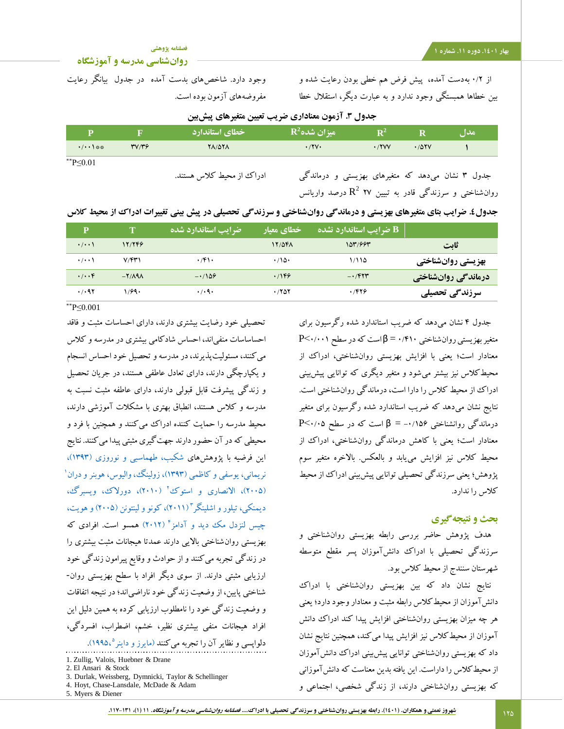از ۰/۲ به‌دست آمده، پیش فرض هم خطی بودن رعایت شده و بین خطاها همبستگی وجود ندارد و به عبارت دیگر، استقلال خطا وجود دارد. شاخص‌های بدست آمده در جدول بیانگر رعایت مفروضه‌های آزمون بوده است.

**جدول ۳. آزمون معناداری ضریب تعیین متغیرهای پیش‌بین**

| مدل | R | $R^2$ | میزان $R^2$ شده | خطای استاندارد | F | P |
|---|---|---|---|---|---|---|
| ۱ | ۰/۵۲۷ | ۰/۲۷۷ | ۰/۲۷۰ | ۲۸/۵۲۸ | ۳۷/۳۶ | ۰/۰۰۱** |

**$P \leq 0.01$

جدول ۳ نشان می‌دهد که متغیرهای بهزیستی و درماندگی روانشناختی و سرزندگی قادر به تبیین ۲۷ درصد واریانس $R^2$ ادراک از محیط کلاس هستند.

**جدول ٤. ضرایب بتای متغیرهای بهزیستی و درماندگی روان‌شناختی و سرزندگی تحصیلی در پیش بینی تغییرات ادراک از محیط کلاس**

| | B ضرایب استاندارد نشده | خطای معیار | ضرایب استاندارد شده | T | P |
|---|---|---|---|---|---|
| ثابت | ۱۵۳/۶۶۳ | ۱۲/۵۴۸ | | ۱۲/۲۴۶ | ۰/۰۰۱ |
| بهزیستی روان‌شناختی | ۱/۱۱۵ | ۰/۱۵۰ | ۰/۴۱۰ | ۷/۴۳۱ | ۰/۰۰۱ |
| درماندگی روان‌شناختی | -۰/۴۲۳ | ۰/۱۴۶ | -۰/۱۵۶ | -۲/۸۹۸ | ۰/۰۰۴ |
| سرزندگی تحصیلی | ۰/۴۲۶ | ۰/۲۵۲ | ۰/۰۹۰ | ۱/۶۹۰ | ۰/۰۹۲ |

**$P \leq 0.001$

جدول ۴ نشان می‌دهد که ضریب استاندارد شده رگرسیون برای متغیر بهزیستی روانشناختی $\beta = ۰/۴۱۰$ است که در سطح $P<۰/۰۰۱$ معنادار است؛ یعنی با افزایش بهزیستی روانشناختی، ادراک از محیط‌کلاس نیز بیشتر می‌شود و متغیر دیگری که توانایی پیش‌بینی ادراک از محیط کلاس را دارا است، درماندگی روانشناختی است. نتایج نشان می‌دهد که ضریب استاندارد شده رگرسیون برای متغیر درماندگی روانشناختی $\beta = -۰/۱۵۶$ است که در سطح $P<۰/۰۵$ معنادار است؛ یعنی با کاهش درماندگی روان‌شناختی، ادراک از محیط کلاس نیز افزایش می‌یابد و بالعکس. بالاخره متغیر سوم پژوهش؛ یعنی سرزندگی تحصیلی توانایی پیش‌بینی ادراک از محیط کلاس را ندارد.

## بحث و نتیجه‌گیری

هدف پژوهش حاضر بررسی رابطه بهزیستی روانشناختی و سرزندگی تحصیلی با ادراک دانش‌آموزان پسر مقطع متوسطه شهرستان سنندج از محیط کلاس بود.

نتایج نشان داد که بین بهزیستی روانشناختی با ادراک دانش‌آموزان از محیط‌کلاس رابطه مثبت و معنادار وجود دارد؛ یعنی هر چه میزان بهزیستی روانشناختی افزایش پیدا کند ادراک دانش آموزان از محیط‌کلاس نیز افزایش پیدا می‌کند، همچنین نتایج نشان داد که بهزیستی روانشناختی توانایی پیش‌بینی ادراک دانش‌آموزان از محیط‌کلاس را داراست. این یافته بدین معناست که دانش‌آموزانی که بهزیستی روانشناختی دارند، از زندگی شخصی، اجتماعی و تحصیلی خود رضایت بیشتری دارند، دارای احساسات مثبت و فاقد احساسات منفی‌اند، احساس شادکامی بیشتری در مدرسه و کلاس می‌کنند، مسئولیت‌پذیرند، در مدرسه و تحصیل خود احساس انسجام و یکپارچگی دارند، دارای تعادل عاطفی هستند، در جریان تحصیل و زندگی پیشرفت قابل قبولی دارند، دارای عاطفه مثبت نسبت به مدرسه و کلاس هستند، انطباق بهتری با مشکلات آموزشی دارند، محیط مدرسه را حمایت کننده ادراک می‌کنند و همچنین با فرد و محیطی که در آن حضور دارند جهت‌گیری مثبتی پیدا می‌کنند. نتایج این فرضیه با پژوهش‌های شکیب، طهماسبی و نوروزی (۱۳۹۳)، نریمانی، یوسفی و کاظمی (۱۳۹۳)، زولینگ، والیوس، هوبنر و دران[1] (۲۰۰۵)، الانصاری و استوک[2] (۲۰۱۰)، دورلاک، ویسبرگ، دیمنکی، تیلور و اشلینگر[3] (۲۰۱۱)، کونو و لینتون (۲۰۰۵) و هویت، چیس لنزدل مک دید و آدامز[4] (۲۰۱۲) همسو است. افرادی که بهزیستی روان‌شناختی بالایی دارند عمدتا هیجانات مثبت بیشتری را در زندگی تجربه می‌کنند و از حوادث و وقایع پیرامون زندگی خود ارزیابی مثبتی دارند. از سوی دیگر افراد با سطح بهزیستی روان-شناختی پایین، از وضعیت زندگی خود ناراضی‌اند؛ در نتیجه اتفاقات و وضعیت زندگی خود را نامطلوب ارزیابی کرده به همین دلیل این افراد هیجانات منفی بیشتری نظیر، خشم، اضطراب، افسردگی، دلواپسی و نظایر آن را تجربه می‌کنند (مایرز و داینر[5]،۱۹۹۵).

1. Zullig, Valois, Huebner & Drane
2. El Ansari & Stock
3. Durlak, Weissberg, Dymnicki, Taylor & Schellinger
4. Hoyt, Chase-Lansdale, McDade & Adam
5. Myers & Diener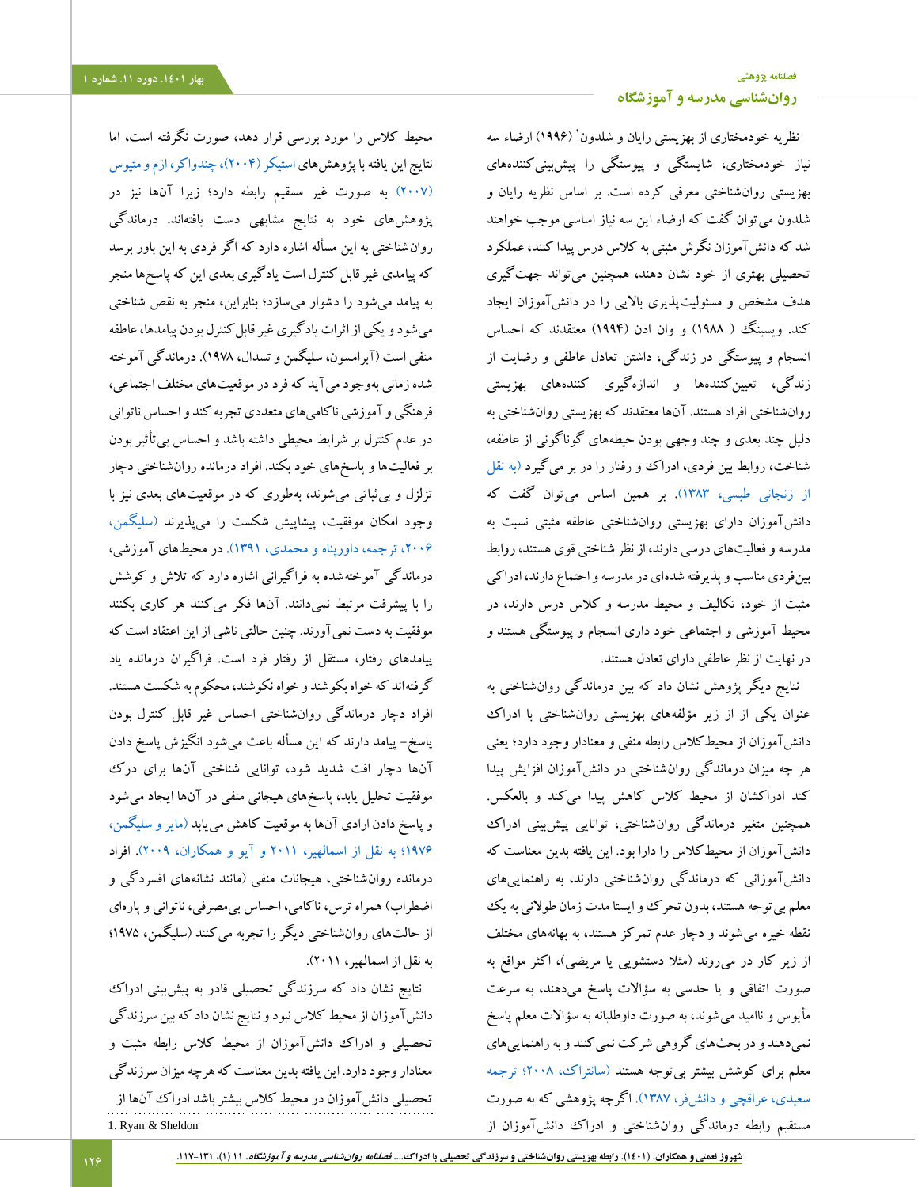نظریه خودمختاری از بهزیستی رایان و شلدون[1] (۱۹۹۶) ارضاء سه نیاز خودمختاری، شایستگی و پیوستگی را پیش‌بینی‌کننده‌های بهزیستی روان‌شناختی معرفی کرده است. بر اساس نظریه رایان و شلدون می‌توان گفت که ارضاء این سه نیاز اساسی موجب خواهند شد که دانش‌آموزان نگرش مثبتی به کلاس درس پیدا کنند، عملکرد تحصیلی بهتری از خود نشان دهند، همچنین می‌تواند جهت‌گیری هدف مشخص و مسئولیت‌پذیری بالایی را در دانش‌آموزان ایجاد کند. ویسینگ (۱۹۸۸) و وان ادن (۱۹۹۴) معتقدند که احساس انسجام و پیوستگی در زندگی، داشتن تعادل عاطفی و رضایت از زندگی، تعیین‌کننده‌ها و اندازه‌گیری کننده‌های بهزیستی روان‌شناختی افراد هستند. آن‌ها معتقدند که بهزیستی روان‌شناختی به دلیل چند بعدی و چند وجهی بودن حیطه‌های گوناگونی از عاطفه، شناخت، روابط بین فردی، ادراک و رفتار را در بر می‌گیرد (به نقل از زنجانی طبسی، ۱۳۸۳). بر همین اساس می‌توان گفت که دانش‌آموزان دارای بهزیستی روان‌شناختی عاطفه مثبتی نسبت به مدرسه و فعالیت‌های درسی دارند، از نظر شناختی قوی هستند، روابط بین‌فردی مناسب و پذیرفته شده‌ای در مدرسه و اجتماع دارند، ادراکی مثبت از خود، تکالیف و محیط مدرسه و کلاس درس دارند، در محیط آموزشی و اجتماعی خود داری انسجام و پیوستگی هستند و در نهایت از نظر عاطفی دارای تعادل هستند.

نتایج دیگر پژوهش نشان داد که بین درماندگی روان‌شناختی به عنوان یکی از زیر مؤلفه‌های بهزیستی روان‌شناختی با ادراک دانش‌آموزان از محیط کلاس رابطه منفی و معنادار وجود دارد؛ یعنی هر چه میزان درماندگی روان‌شناختی در دانش‌آموزان افزایش پیدا کند ادراکشان از محیط کلاس کاهش پیدا می‌کند و بالعکس. همچنین متغیر درماندگی روان‌شناختی، توانایی پیش‌بینی ادراک دانش‌آموزان از محیط کلاس را دارا بود. این یافته بدین معناست که دانش‌آموزانی که درماندگی روان‌شناختی دارند، به راهنمایی‌های معلم بی توجه هستند، بدون تحرک و ایستا مدت زمان طولانی به یک نقطه خیره می‌شوند و دچار عدم تمرکز هستند، به بهانه‌های مختلف از زیر کار در می‌روند (مثلا دستشویی یا مریضی)، اکثر مواقع به صورت اتفاقی و یا حدسی به سؤالات پاسخ می‌دهند، به سرعت مأیوس و ناامید می‌شوند، به صورت داوطلبانه به سؤالات معلم پاسخ نمی‌دهند و در بحث‌های گروهی شرکت نمی‌کنند و به راهنمایی‌های معلم برای کوشش بیشتر بی‌توجه هستند (سانتراک، ۲۰۰۸؛ ترجمه سعیدی، عراقچی و دانش‌فر، ۱۳۸۷). اگرچه پژوهشی که به صورت مستقیم رابطه درماندگی روان‌شناختی و ادراک دانش‌آموزان از محیط کلاس را مورد بررسی قرار دهد، صورت نگرفته است، اما نتایج این یافته با پژوهش‌های استیکر (۲۰۰۴)، چندواکر، ازم و متیوس (۲۰۰۷) به صورت غیر مستقیم رابطه دارد؛ زیرا آن‌ها نیز در پژوهش‌های خود به نتایج مشابهی دست یافته‌اند. درماندگی روان‌شناختی به این مسأله اشاره دارد که اگر فردی به این باور برسد که پیامدی غیر قابل کنترل است یادگیری بعدی این که پاسخ‌ها منجر به پیامد می‌شود را دشوار می‌سازد؛ بنابراین، منجر به نقص شناختی می‌شود و یکی از اثرات یادگیری غیر قابل کنترل بودن پیامدها، عاطفه منفی است (آبرامسون، سلیگمن و تسدال، ۱۹۷۸). درماندگی آموخته شده زمانی به‌وجود می‌آید که فرد در موقعیت‌های مختلف اجتماعی، فرهنگی و آموزشی ناکامی‌های متعددی تجربه کند و احساس ناتوانی در عدم کنترل بر شرایط محیطی داشته باشد و احساس بی‌تأثیر بودن بر فعالیت‌ها و پاسخ‌های خود بکند. افراد درمانده روان‌شناختی دچار تزلزل و بی‌ثباتی می‌شوند، به‌طوری که در موقعیت‌های بعدی نیز با وجود امکان موفقیت، پیشاپیش شکست را می‌پذیرند (سلیگمن، ۲۰۰۶، ترجمه، داورپناه و محمدی، ۱۳۹۱). در محیط‌های آموزشی، درماندگی آموخته‌شده به فراگیرانی اشاره دارد که تلاش و کوشش را با پیشرفت مرتبط نمی‌دانند. آن‌ها فکر می‌کنند هر کاری بکنند موفقیت به دست نمی‌آورند. چنین حالتی ناشی از این اعتقاد است که پیامدهای رفتار، مستقل از رفتار فرد است. فراگیران درمانده یاد گرفته‌اند که خواه بکوشند و خواه نکوشند، محکوم به شکست هستند. افراد دچار درماندگی روان‌شناختی احساس غیر قابل کنترل بودن پاسخ- پیامد دارند که این مسأله باعث می‌شود انگیزش پاسخ دادن آن‌ها دچار افت شدید شود، توانایی شناختی آن‌ها برای درک موفقیت تحلیل یابد، پاسخ‌های هیجانی منفی در آن‌ها ایجاد می‌شود و پاسخ دادن ارادی آن‌ها به موقعیت کاهش می‌یابد (مایر و سلیگمن، ۱۹۷۶؛ به نقل از اسمالهیر، ۲۰۱۱ و آیو و همکاران، ۲۰۰۹). افراد درمانده روان‌شناختی، هیجانات منفی (مانند نشانه‌های افسردگی و اضطراب) همراه ترس، ناکامی، احساس بی‌مصرفی، ناتوانی و پاره‌ای از حالت‌های روان‌شناختی دیگر را تجربه می‌کنند (سلیگمن، ۱۹۷۵؛ به نقل از اسمالهیر، ۲۰۱۱).

نتایج نشان داد که سرزندگی تحصیلی قادر به پیش‌بینی ادراک دانش‌آموزان از محیط کلاس نبود و نتایج نشان داد که بین سرزندگی تحصیلی و ادراک دانش‌آموزان از محیط کلاس رابطه مثبت و معنادار وجود دارد. این یافته بدین معناست که هرچه میزان سرزندگی تحصیلی دانش‌آموزان در محیط کلاس بیشتر باشد ادراک آن‌ها از

1. Ryan & Sheldon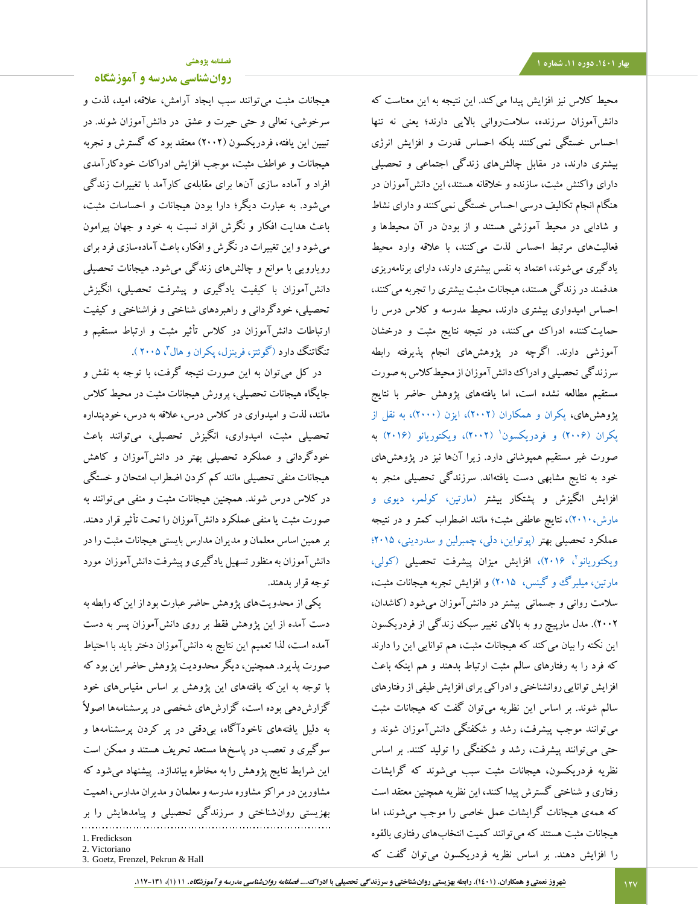محیط کلاس نیز افزایش پیدا می‌کند. این نتیجه به این معناست که دانش‌آموزان سرزنده، سلامت‌روانی بالایی دارند؛ یعنی نه تنها احساس خستگی نمی‌کنند بلکه احساس قدرت و افزایش انرژی بیشتری دارند، در مقابل چالش‌های زندگی اجتماعی و تحصیلی دارای واکنش مثبت، سازنده و خلاقانه هستند، این دانش‌آموزان در هنگام انجام تکالیف درسی احساس خستگی نمی‌کنند و دارای نشاط و شادابی در محیط آموزشی هستند و از بودن در آن محیط‌ها و فعالیت‌های مرتبط احساس لذت می‌کنند، با علاقه وارد محیط یادگیری می‌شوند، اعتماد به نفس بیشتری دارند، دارای برنامه‌ریزی هدفمند در زندگی هستند، هیجانات مثبت بیشتری را تجربه می‌کنند، احساس امیدواری بیشتری دارند، محیط مدرسه و کلاس درس را حمایت‌کننده ادراک می‌کنند، در نتیجه نتایج مثبت و درخشان آموزشی دارند. اگرچه در پژوهش‌های انجام پذیرفته رابطه سرزندگی تحصیلی و ادراک دانش‌آموزان از محیط کلاس به صورت مستقیم مطالعه نشده است، اما یافته‌های پژوهش حاضر با نتایج پژوهش‌های، پکران و همکاران (۲۰۰۲)، ایزن (۲۰۰۰)، به نقل از پکران (۲۰۰۶) و فردریکسون[1] (۲۰۰۲)، ویکتوریانو (۲۰۱۶) به صورت غیر مستقیم همپوشانی دارد. زیرا آن‌ها نیز در پژوهش‌های خود به نتایج مشابهی دست یافته‌اند. سرزندگی تحصیلی منجر به افزایش انگیزش و پشتکار بیشتر (مارتین، کولمر، دیوی و مارش،۲۰۱۰)، نتایج عاطفی مثبت؛ مانند اضطراب کمتر و در نتیجه عملکرد تحصیلی بهتر (پوتواین، دلی، چمبرلین و سدردینی، ۲۰۱۵؛ ویکتوریانو[2]، ۲۰۱۶)، افزایش میزان پیشرفت تحصیلی (کولی، مارتین، میلبرگ و گینس، ۲۰۱۵) و افزایش تجربه هیجانات مثبت، سلامت روانی و جسمانی بیشتر در دانش‌آموزان می‌شود (کاشدان، ۲۰۰۲). مدل مارپیچ رو به بالای تغییر سبک زندگی از فردریکسون این نکته را بیان می‌کند که هیجانات مثبت، هم توانایی این را دارند که فرد را به رفتارهای سالم مثبت ارتباط بدهند و هم اینکه باعث افزایش توانایی روانشناختی و ادراکی برای افزایش طیفی از رفتارهای سالم شوند. بر اساس این نظریه می‌توان گفت که هیجانات مثبت می‌توانند موجب پیشرفت، رشد و شکفتگی دانش‌آموزان شوند و حتی می‌توانند پیشرفت، رشد و شکفتگی را تولید کنند. بر اساس نظریه فردریکسون، هیجانات مثبت سبب می‌شوند که گرایشات رفتاری و شناختی گسترش پیدا کنند، این نظریه همچنین معتقد است که همه‌ی هیجانات گرایشات عمل خاصی را موجب می‌شوند، اما هیجانات مثبت هستند که می‌توانند کمیت انتخاب‌های رفتاری بالقوه را افزایش دهند. بر اساس نظریه فردریکسون می‌توان گفت که هیجانات مثبت می‌توانند سبب ایجاد آرامش، علاقه، امید، لذت و سرخوشی، تعالی و حتی حیرت و عشق در دانش‌آموزان شوند. در تبیین این یافته، فردریکسون (۲۰۰۲) معتقد بود که گسترش و تجربه هیجانات و عواطف مثبت، موجب افزایش ادراکات خودکارآمدی افراد و آماده سازی آن‌ها برای مقابله‌ی کارآمد با تغییرات زندگی می‌شود. به عبارت دیگر؛ دارا بودن هیجانات و احساسات مثبت، باعث هدایت افکار و نگرش افراد نسبت به خود و جهان پیرامون می‌شود و این تغییرات در نگرش و افکار، باعث آماده‌سازی فرد برای رویارویی با موانع و چالش‌های زندگی می‌شود. هیجانات تحصیلی دانش‌آموزان با کیفیت یادگیری و پیشرفت تحصیلی، انگیزش تحصیلی، خودگردانی و راهبردهای شناختی و فراشناختی و کیفیت ارتباطات دانش‌آموزان در کلاس تأثیر مثبت و ارتباط مستقیم و تنگاتنگ دارد (گوئتز، فرینزل، پکران و هال[3]، ۲۰۰۵).

در کل می‌توان به این صورت نتیجه گرفت، با توجه به نقش و جایگاه هیجانات تحصیلی، پرورش هیجانات مثبت در محیط کلاس مانند، لذت و امیدواری در کلاس درس، علاقه به درس، خودپنداره تحصیلی مثبت، امیدواری، انگیزش تحصیلی، می‌توانند باعث خودگردانی و عملکرد تحصیلی بهتر در دانش‌آموزان و کاهش هیجانات منفی تحصیلی مانند کم کردن اضطراب امتحان و خستگی در کلاس درس شوند. همچنین هیجانات مثبت و منفی می‌توانند به صورت مثبت یا منفی عملکرد دانش‌آموزان را تحت تأثیر قرار دهند. بر همین اساس معلمان و مدیران مدارس بایستی هیجانات مثبت را در دانش‌آموزان به منظور تسهیل یادگیری و پیشرفت دانش‌آموزان مورد توجه قرار بدهند.

یکی از محدودیت‌های پژوهش حاضر عبارت بود از این‌که رابطه به دست آمده از این پژوهش فقط بر روی دانش‌آموزان پسر به دست آمده است، لذا تعمیم این نتایج به دانش‌آموزان دختر باید با احتیاط صورت پذیرد. همچنین، دیگر محدودیت پژوهش حاضر این بود که با توجه به این‌که یافته‌های این پژوهش بر اساس مقیاس‌های خود گزارش‌دهی بوده است، گزارش‌های شخصی در پرسشنامه‌ها اصولاً به دلیل یافته‌های ناخودآگاه، بی‌دقتی در پر کردن پرسشنامه‌ها و سوگیری و تعصب در پاسخ‌ها مستعد تحریف هستند و ممکن است این شرایط نتایج پژوهش را به مخاطره بیاندازد. پیشنهاد می‌شود که مشاورین در مراکز مشاوره مدرسه و معلمان و مدیران مدارس، اهمیت بهزیستی روان‌شناختی و سرزندگی تحصیلی و پیامدهایش را بر

---
1. Fredickson
2. Victoriano
3. Goetz, Frenzel, Pekrun & Hall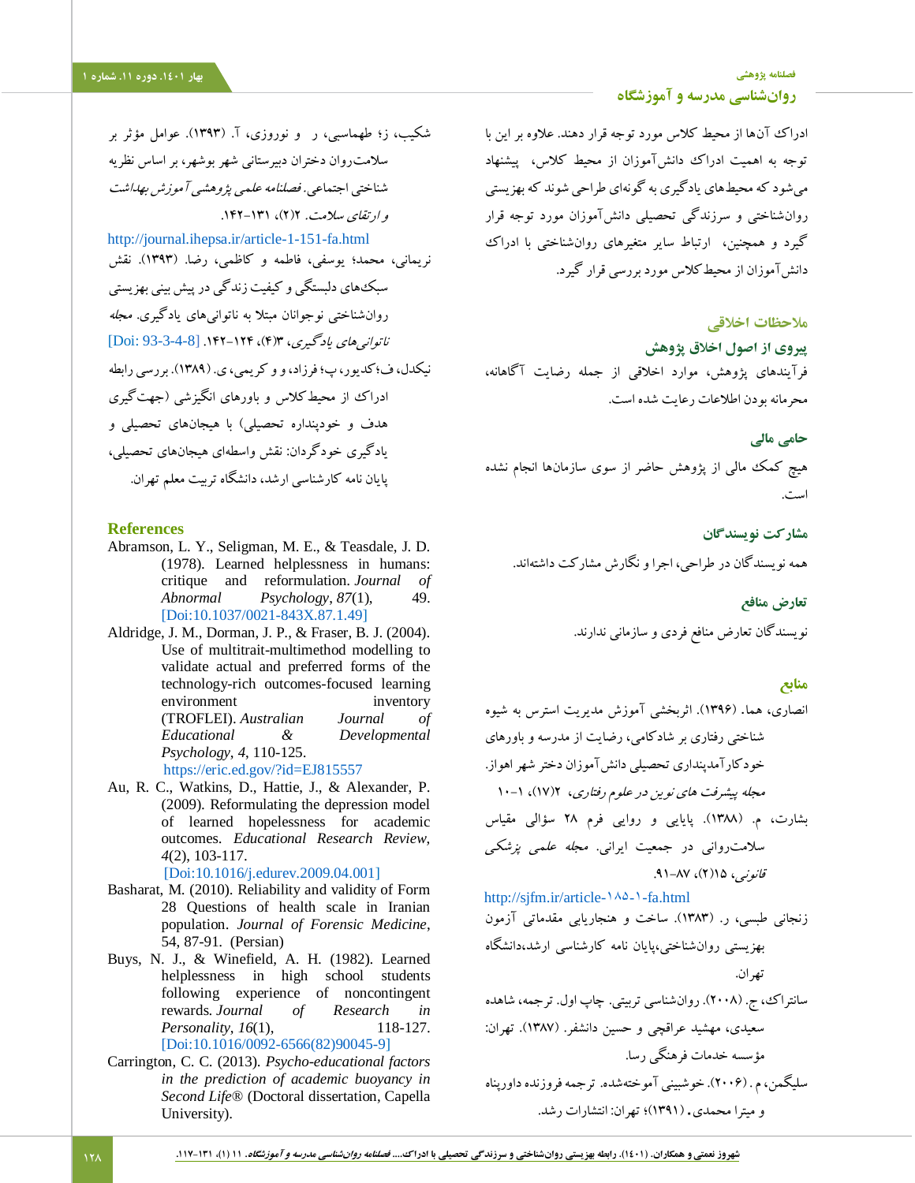ادراک آن‌ها از محیط کلاس مورد توجه قرار دهند. علاوه بر این با توجه به اهمیت ادراک دانش‌آموزان از محیط کلاس، پیشنهاد می‌شود که محیط‌های یادگیری به گونه‌ای طراحی شوند که بهزیستی روان‌شناختی و سرزندگی تحصیلی دانش‌آموزان مورد توجه قرار گیرد و همچنین، ارتباط سایر متغیرهای روان‌شناختی با ادراک دانش‌آموزان از محیط کلاس مورد بررسی قرار گیرد.

## ملاحظات اخلاقی

### پیروی از اصول اخلاق پژوهش

فرآیندهای پژوهش، موارد اخلاقی از جمله رضایت آگاهانه، محرمانه بودن اطلاعات رعایت شده است.

### حامی مالی

هیچ کمک مالی از پژوهش حاضر از سوی سازمان‌ها انجام نشده است.

### مشارکت نویسندگان

همه نویسندگان در طراحی، اجرا و نگارش مشارکت داشته‌اند.

### تعارض منافع

نویسندگان تعارض منافع فردی و سازمانی ندارند.

## منابع

انصاری، هما. (۱۳۹۶). اثربخشی آموزش مدیریت استرس به شیوه شناختی رفتاری بر شادکامی، رضایت از مدرسه و باورهای خودکارآمدپنداری تحصیلی دانش‌آموزان دختر شهر اهواز. *مجله پیشرفت های نوین در علوم رفتاری*، ۲(۱۷)، ۱-۱۰

بشارت، م. (۱۳۸۸). پایایی و روایی فرم ۲۸ سؤالی مقیاس سلامت‌روانی در جمعیت ایرانی. *مجله علمی پزشکی قانونی*، ۱۵(۲)، ۸۷-۹۱.
http://sjfm.ir/article-۱-۱۸۵-fa.html

زنجانی طبسی، ر. (۱۳۸۳). ساخت و هنجاریابی مقدماتی آزمون بهزیستی روان‌شناختی،پایان نامه کارشناسی ارشد،دانشگاه تهران.

سانتراک، ج. (۲۰۰۸). روان‌شناسی تربیتی. چاپ اول. ترجمه، شاهده سعیدی، مهشید عراقچی و حسین دانشفر. (۱۳۸۷). تهران: مؤسسه خدمات فرهنگی رسا.

سلیگمن، م. (۲۰۰۶). خوشبینی آموخته‌شده. ترجمه فروزنده داورپناه و میترا محمدی. (۱۳۹۱)؛ تهران: انتشارات رشد.

شکیب، ز؛ طهماسبی، ر و نوروزی، آ. (۱۳۹۳). عوامل مؤثر بر سلامت‌روان دختران دبیرستانی شهر بوشهر، بر اساس نظریه شناختی اجتماعی. *فصلنامه علمی پژوهشی آموزش بهداشت و ارتقای سلامت*. ۲(۲)، ۱۳۱-۱۴۲.
http://journal.ihepsa.ir/article-1-151-fa.html

نریمانی، محمد؛ یوسفی، فاطمه و کاظمی، رضا. (۱۳۹۳). نقش سبک‌های دلبستگی و کیفیت زندگی در پیش بینی بهزیستی روان‌شناختی نوجوانان مبتلا به ناتوانی‌های یادگیری. *مجله ناتوانی‌های یادگیری*، ۳(۴)، ۱۲۴-۱۴۲. [Doi: 93-3-4-8]

نیکدل، ف؛کدیور، پ؛ فرزاد، و و کریمی، ی. (۱۳۸۹). بررسی رابطه ادراک از محیط کلاس و باورهای انگیزشی (جهت‌گیری هدف و خودپنداره تحصیلی) با هیجان‌های تحصیلی و یادگیری خودگردان: نقش واسطه‌ای هیجان‌های تحصیلی، پایان نامه کارشناسی ارشد، دانشگاه تربیت معلم تهران.

## References

Abramson, L. Y., Seligman, M. E., & Teasdale, J. D. (1978). Learned helplessness in humans: critique and reformulation. *Journal of Abnormal Psychology*, *87*(1), 49. [Doi:10.1037/0021-843X.87.1.49]

Aldridge, J. M., Dorman, J. P., & Fraser, B. J. (2004). Use of multitrait-multimethod modelling to validate actual and preferred forms of the technology-rich outcomes-focused learning environment inventory (TROFLEI). *Australian Journal of Educational & Developmental Psychology*, *4*, 110-125. https://eric.ed.gov/?id=EJ815557

Au, R. C., Watkins, D., Hattie, J., & Alexander, P. (2009). Reformulating the depression model of learned hopelessness for academic outcomes. *Educational Research Review*, *4*(2), 103-117. [Doi:10.1016/j.edurev.2009.04.001]

Basharat, M. (2010). Reliability and validity of Form 28 Questions of health scale in Iranian population. *Journal of Forensic Medicine*, 54, 87-91. (Persian)

Buys, N. J., & Winefield, A. H. (1982). Learned helplessness in high school students following experience of noncontingent rewards. *Journal of Research in Personality*, *16*(1), 118-127. [Doi:10.1016/0092-6566(82)90045-9]

Carrington, C. C. (2013). *Psycho-educational factors in the prediction of academic buoyancy in Second Life®* (Doctoral dissertation, Capella University).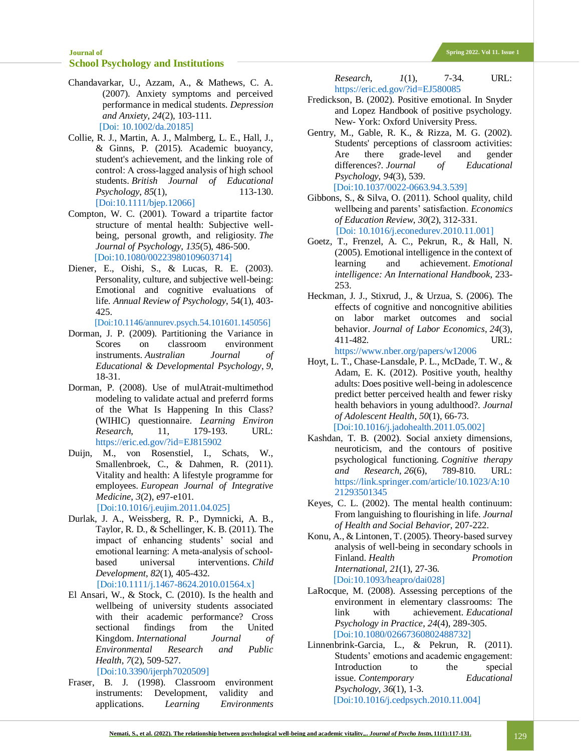Chandavarkar, U., Azzam, A., & Mathews, C. A. (2007). Anxiety symptoms and perceived performance in medical students. *Depression and Anxiety*, *24*(2), 103-111. [Doi: 10.1002/da.20185]

Collie, R. J., Martin, A. J., Malmberg, L. E. Hall, J., & Ginns, P. (2015). Academic buoyancy, student's achievement, and the linking role of control: A cross-lagged analysis of high school students. *British Journal of Educational Psychology*, *85*(1), 113-130. [Doi:10.1111/bjep.12066]

Compton, W. C. (2001). Toward a tripartite factor structure of mental health: Subjective well-being, personal growth, and religiosity. *The Journal of Psychology*, *135*(5), 486-500. [Doi:10.1080/00223980109603714]

Diener, E., Oishi, S., & Lucas, R. E. (2003). Personality, culture, and subjective well-being: Emotional and cognitive evaluations of life. *Annual Review of Psychology*, 54(1), 403-425. [Doi:10.1146/annurev.psych.54.101601.145056]

Dorman, J. P. (2009). Partitioning the Variance in Scores on classroom environment instruments. *Australian Journal of Educational & Developmental Psychology*, *9*, 18-31.

Dorman, P. (2008). Use of mulAtrait-multimethod modeling to validate actual and preferrd forms of the What Is Happening In this Class? (WIHIC) questionnaire. *Learning Environ Research*, 11, 179-193. URL: https://eric.ed.gov/?id=EJ815902

Duijn, M., von Rosenstiel, I., Schats, W., Smallenbroek, C., & Dahmen, R. (2011). Vitality and health: A lifestyle programme for employees. *European Journal of Integrative Medicine*, *3*(2), e97-e101. [Doi:10.1016/j.eujim.2011.04.025]

Durlak, J. A., Weissberg, R. P., Dymnicki, A. B., Taylor, R. D., & Schellinger, K. B. (2011). The impact of enhancing students' social and emotional learning: A meta-analysis of school-based universal interventions. *Child Development*, *82*(1), 405-432. [Doi:10.1111/j.1467-8624.2010.01564.x]

El Ansari, W., & Stock, C. (2010). Is the health and wellbeing of university students associated with their academic performance? Cross sectional findings from the United Kingdom. *International Journal of Environmental Research and Public Health*, *7*(2), 509-527. [Doi:10.3390/ijerph7020509]

Fraser, B. J. (1998). Classroom environment instruments: Development, validity and applications. *Learning Environments Research*, *1*(1), 7-34. URL: https://eric.ed.gov/?id=EJ580085

Fredickson, B. (2002). Positive emotional. In Snyder and Lopez Handbook of positive psychology. New- York: Oxford University Press.

Gentry, M., Gable, R. K., & Rizza, M. G. (2002). Students' perceptions of classroom activities: Are there grade-level and gender differences?. *Journal of Educational Psychology*, *94*(3), 539. [Doi:10.1037/0022-0663.94.3.539]

Gibbons, S., & Silva, O. (2011). School quality, child wellbeing and parents' satisfaction. *Economics of Education Review*, *30*(2), 312-331. [Doi: 10.1016/j.econedurev.2010.11.001]

Goetz, T., Frenzel, A. C., Pekrun, R., & Hall, N. (2005). Emotional intelligence in the context of learning and achievement. *Emotional intelligence: An International Handbook*, 233-253.

Heckman, J. J., Stixrud, J., & Urzua, S. (2006). The effects of cognitive and noncognitive abilities on labor market outcomes and social behavior. *Journal of Labor Economics*, *24*(3), 411-482. URL: https://www.nber.org/papers/w12006

Hoyt, L. T., Chase-Lansdale, P. L., McDade, T. W., & Adam, E. K. (2012). Positive youth, healthy adults: Does positive well-being in adolescence predict better perceived health and fewer risky health behaviors in young adulthood?. *Journal of Adolescent Health*, *50*(1), 66-73. [Doi:10.1016/j.jadohealth.2011.05.002]

Kashdan, T. B. (2002). Social anxiety dimensions, neuroticism, and the contours of positive psychological functioning. *Cognitive therapy and Research*, *26*(6), 789-810. URL: https://link.springer.com/article/10.1023/A:1021293501345

Keyes, C. L. (2002). The mental health continuum: From languishing to flourishing in life. *Journal of Health and Social Behavior*, 207-222.

Konu, A., & Lintonen, T. (2005). Theory-based survey analysis of well-being in secondary schools in Finland. *Health Promotion International*, *21*(1), 27-36. [Doi:10.1093/heapro/dai028]

LaRocque, M. (2008). Assessing perceptions of the environment in elementary classrooms: The link with achievement. *Educational Psychology in Practice*, *24*(4), 289-305. [Doi:10.1080/02667360802488732]

Linnenbrink-Garcia, L., & Pekrun, R. (2011). Students' emotions and academic engagement: Introduction to the special issue. *Contemporary Educational Psychology*, *36*(1), 1-3. [Doi:10.1016/j.cedpsych.2010.11.004]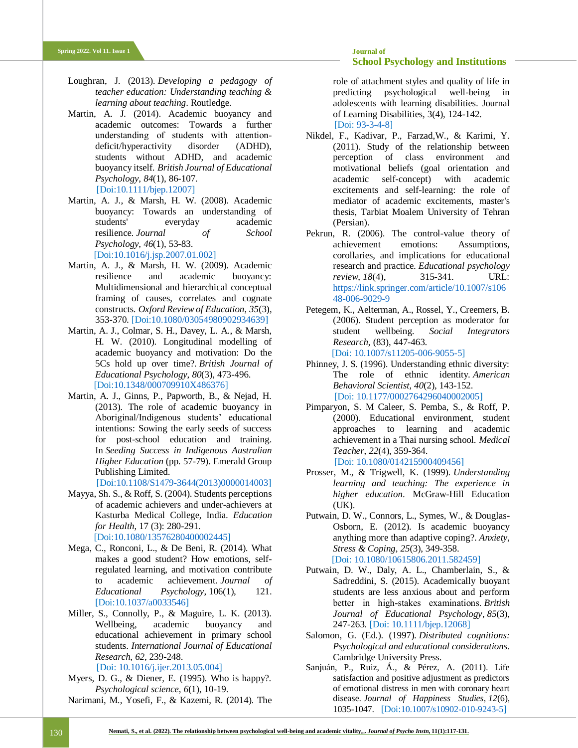Loughran, J. (2013). *Developing a pedagogy of teacher education: Understanding teaching & learning about teaching*. Routledge.

Martin, A. J. (2014). Academic buoyancy and academic outcomes: Towards a further understanding of students with attention-deficit/hyperactivity disorder (ADHD), students without ADHD, and academic buoyancy itself. *British Journal of Educational Psychology*, *84*(1), 86-107. [Doi:10.1111/bjep.12007]

Martin, A. J., & Marsh, H. W. (2008). Academic buoyancy: Towards an understanding of students' everyday academic resilience. *Journal of School Psychology*, *46*(1), 53-83. [Doi:10.1016/j.jsp.2007.01.002]

Martin, A. J., & Marsh, H. W. (2009). Academic resilience and academic buoyancy: Multidimensional and hierarchical conceptual framing of causes, correlates and cognate constructs. *Oxford Review of Education*, *35*(3), 353-370. [Doi:10.1080/03054980902934639]

Martin, A. J., Colmar, S. H., Davey, L. A., & Marsh, H. W. (2010). Longitudinal modelling of academic buoyancy and motivation: Do the 5Cs hold up over time?. *British Journal of Educational Psychology*, *80*(3), 473-496. [Doi:10.1348/000709910X486376]

Martin, A. J., Ginns, P., Papworth, B., & Nejad, H. (2013). The role of academic buoyancy in Aboriginal/Indigenous students' educational intentions: Sowing the early seeds of success for post-school education and training. In *Seeding Success in Indigenous Australian Higher Education* (pp. 57-79). Emerald Group Publishing Limited. [Doi:10.1108/S1479-3644(2013)0000014003]

Mayya, Sh. S., & Roff, S. (2004). Students perceptions of academic achievers and under-achievers at Kasturba Medical College, India. *Education for Health*, 17 (3): 280-291. [Doi:10.1080/13576280400002445]

Mega, C., Ronconi, L., & De Beni, R. (2014). What makes a good student? How emotions, self-regulated learning, and motivation contribute to academic achievement. *Journal of Educational Psychology*, 106(1), 121. [Doi:10.1037/a0033546]

Miller, S., Connolly, P., & Maguire, L. K. (2013). Wellbeing, academic buoyancy and educational achievement in primary school students. *International Journal of Educational Research*, *62*, 239-248. [Doi: 10.1016/j.ijer.2013.05.004]

Myers, D. G., & Diener, E. (1995). Who is happy?. *Psychological science*, *6*(1), 10-19.

Narimani, M., Yosefi, F., & Kazemi, R. (2014). The role of attachment styles and quality of life in predicting psychological well-being in adolescents with learning disabilities. Journal of Learning Disabilities, 3(4), 124-142. [Doi: 93-3-4-8]

Nikdel, F., Kadivar, P., Farzad,W., & Karimi, Y. (2011). Study of the relationship between perception of class environment and motivational beliefs (goal orientation and academic self-concept) with academic excitements and self-learning: the role of mediator of academic excitements, master's thesis, Tarbiat Moalem University of Tehran (Persian).

Pekrun, R. (2006). The control-value theory of achievement emotions: Assumptions, corollaries, and implications for educational research and practice. *Educational psychology review*, *18*(4), 315-341. URL: https://link.springer.com/article/10.1007/s10648-006-9029-9

Petegem, K., Aelterman, A., Rossel, Y., Creemers, B. (2006). Student perception as moderator for student wellbeing. *Social Integrators Research*, (83), 447-463. [Doi: 10.1007/s11205-006-9055-5]

Phinney, J. S. (1996). Understanding ethnic diversity: The role of ethnic identity. *American Behavioral Scientist*, *40*(2), 143-152. [Doi: 10.1177/0002764296040002005]

Pimparyon, S. M Caleer, S. Pemba, S., & Roff, P. (2000). Educational environment, student approaches to learning and academic achievement in a Thai nursing school. *Medical Teacher*, *22*(4), 359-364. [Doi: 10.1080/014215900409456]

Prosser, M., & Trigwell, K. (1999). *Understanding learning and teaching: The experience in higher education*. McGraw-Hill Education (UK).

Putwain, D. W., Connors, L., Symes, W., & Douglas-Osborn, E. (2012). Is academic buoyancy anything more than adaptive coping?. *Anxiety, Stress & Coping*, *25*(3), 349-358. [Doi: 10.1080/10615806.2011.582459]

Putwain, D. W., Daly, A. L., Chamberlain, S., & Sadreddini, S. (2015). Academically buoyant students are less anxious about and perform better in high-stakes examinations. *British Journal of Educational Psychology*, *85*(3), 247-263. [Doi: 10.1111/bjep.12068]

Salomon, G. (Ed.). (1997). *Distributed cognitions: Psychological and educational considerations*. Cambridge University Press.

Sanjuán, P., Ruiz, Á., & Pérez, A. (2011). Life satisfaction and positive adjustment as predictors of emotional distress in men with coronary heart disease. *Journal of Happiness Studies*, *12*(6), 1035-1047. [Doi:10.1007/s10902-010-9243-5]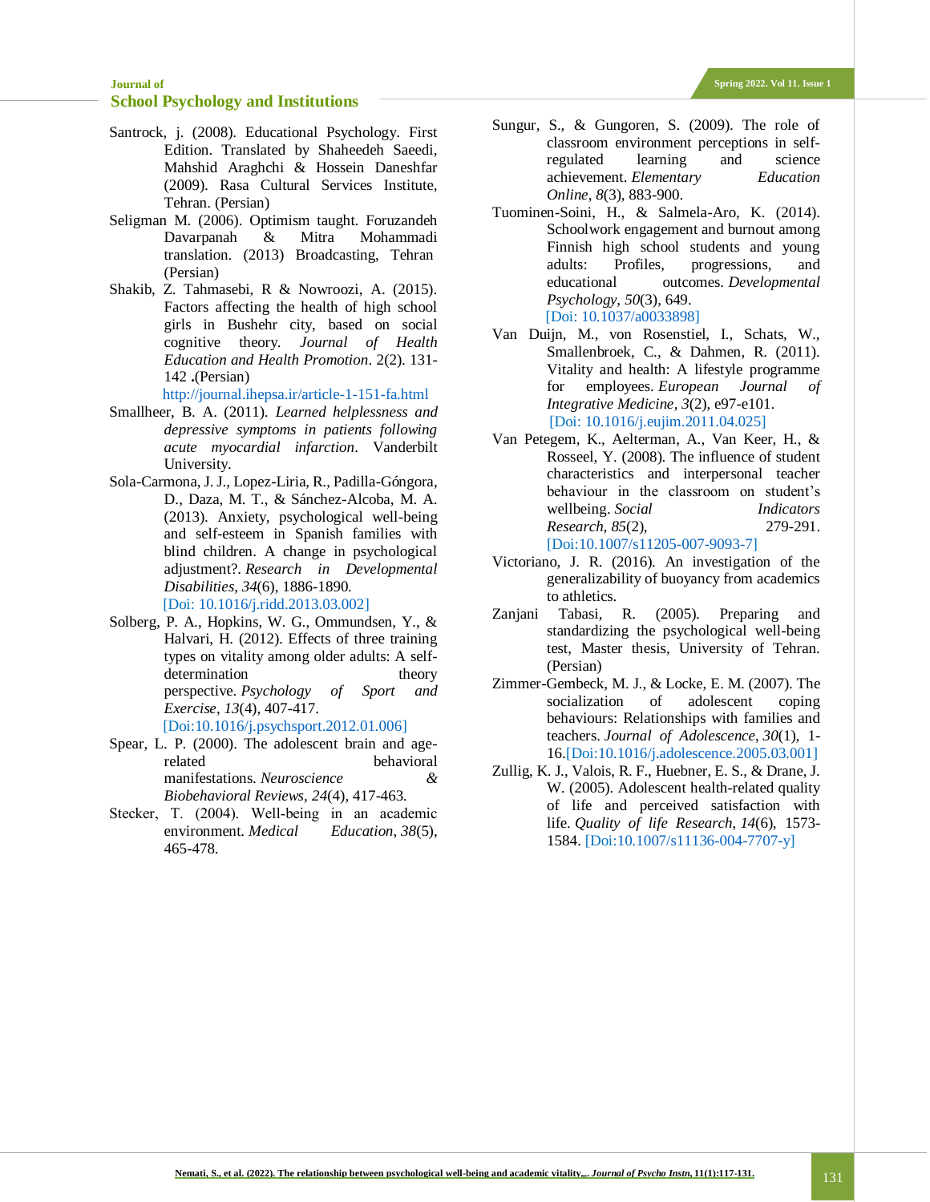Santrock, j. (2008). Educational Psychology. First Edition. Translated by Shaheedeh Saeedi, Mahshid Araghchi & Hossein Daneshfar (2009). Rasa Cultural Services Institute, Tehran. (Persian)

Seligman M. (2006). Optimism taught. Foruzandeh Davarpanah & Mitra Mohammadi translation. (2013) Broadcasting, Tehran (Persian)

Shakib, Z. Tahmasebi, R & Nowroozi, A. (2015). Factors affecting the health of high school girls in Bushehr city, based on social cognitive theory. *Journal of Health Education and Health Promotion*. 2(2). 131-142 **.**(Persian) http://journal.ihepsa.ir/article-1-151-fa.html

Smallheer, B. A. (2011). *Learned helplessness and depressive symptoms in patients following acute myocardial infarction*. Vanderbilt University.

Sola-Carmona, J. J., Lopez-Liria, R., Padilla-Góngora, D., Daza, M. T., & Sánchez-Alcoba, M. A. (2013). Anxiety, psychological well-being and self-esteem in Spanish families with blind children. A change in psychological adjustment?. *Research in Developmental Disabilities*, *34*(6), 1886-1890. [Doi: 10.1016/j.ridd.2013.03.002]

Solberg, P. A., Hopkins, W. G., Ommundsen, Y., & Halvari, H. (2012). Effects of three training types on vitality among older adults: A self-determination theory perspective. *Psychology of Sport and Exercise*, *13*(4), 407-417. [Doi:10.1016/j.psychsport.2012.01.006]

Spear, L. P. (2000). The adolescent brain and age-related behavioral manifestations. *Neuroscience & Biobehavioral Reviews*, *24*(4), 417-463.

Stecker, T. (2004). Well-being in an academic environment. *Medical Education*, *38*(5), 465-478.

Sungur, S., & Gungoren, S. (2009). The role of classroom environment perceptions in self-regulated learning and science achievement. *Elementary Education Online*, *8*(3), 883-900.

Tuominen-Soini, H., & Salmela-Aro, K. (2014). Schoolwork engagement and burnout among Finnish high school students and young adults: Profiles, progressions, and educational outcomes. *Developmental Psychology*, *50*(3), 649. [Doi: 10.1037/a0033898]

Van Duijn, M., von Rosenstiel, I., Schats, W., Smallenbroek, C., & Dahmen, R. (2011). Vitality and health: A lifestyle programme for employees. *European Journal of Integrative Medicine*, *3*(2), e97-e101. [Doi: 10.1016/j.eujim.2011.04.025]

Van Petegem, K., Aelterman, A., Van Keer, H., & Rosseel, Y. (2008). The influence of student characteristics and interpersonal teacher behaviour in the classroom on student's wellbeing. *Social Indicators Research*, *85*(2), 279-291. [Doi:10.1007/s11205-007-9093-7]

Victoriano, J. R. (2016). An investigation of the generalizability of buoyancy from academics to athletics.

Zanjani Tabasi, R. (2005). Preparing and standardizing the psychological well-being test, Master thesis, University of Tehran. (Persian)

Zimmer-Gembeck, M. J., & Locke, E. M. (2007). The socialization of adolescent coping behaviours: Relationships with families and teachers. *Journal of Adolescence*, *30*(1), 1-16.[Doi:10.1016/j.adolescence.2005.03.001]

Zullig, K. J., Valois, R. F., Huebner, E. S., & Drane, J. W. (2005). Adolescent health-related quality of life and perceived satisfaction with life. *Quality of life Research*, *14*(6), 1573-1584. [Doi:10.1007/s11136-004-7707-y]